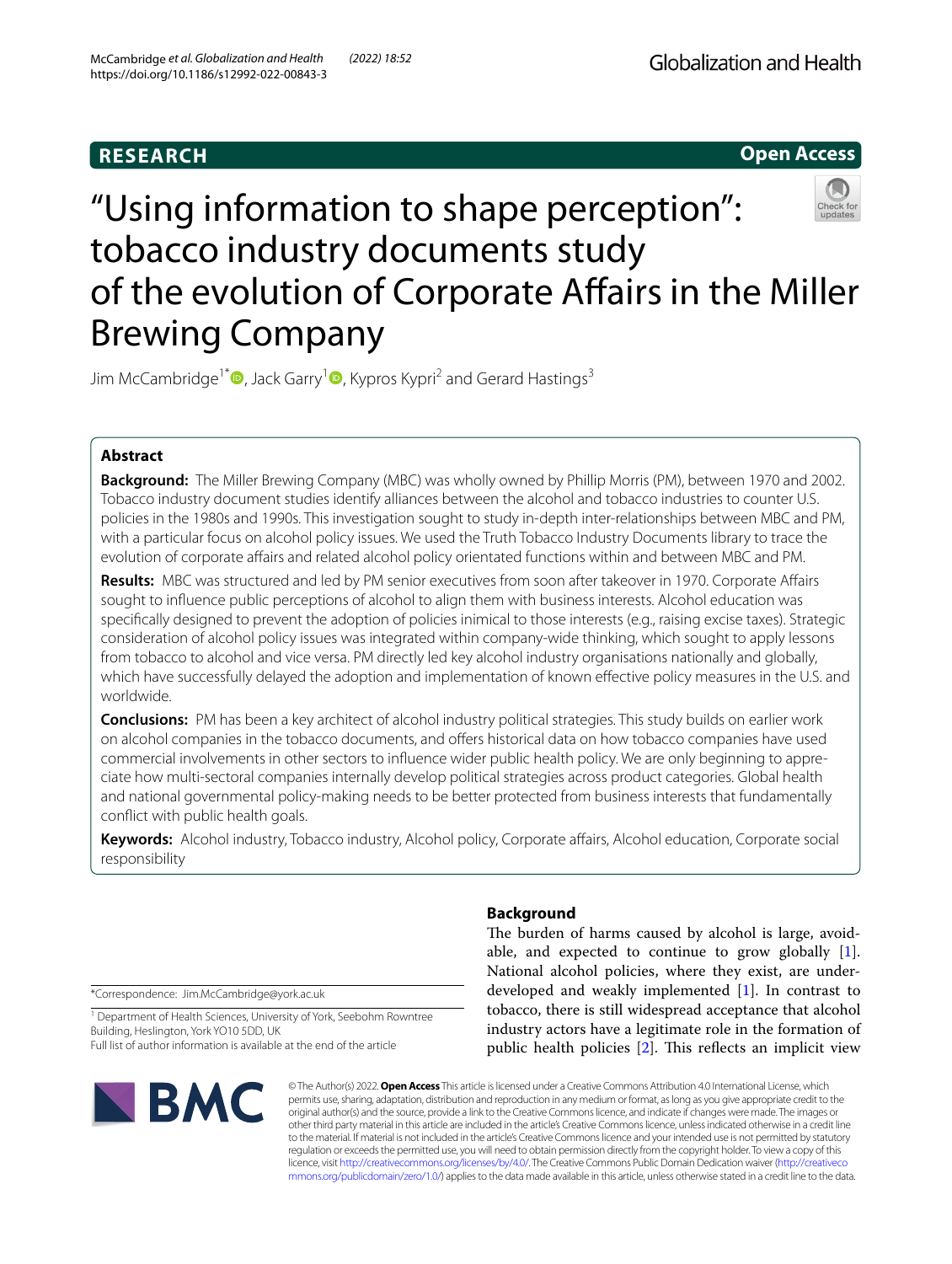RESEARCH

Open Access

# "Using information to shape perception": tobacco industry documents study of the evolution of Corporate Affairs in the Miller Brewing Company

Jim McCambridge[1*], Jack Garry[1], Kypros Kypri[2] and Gerard Hastings[3]

## Abstract

**Background:** The Miller Brewing Company (MBC) was wholly owned by Phillip Morris (PM), between 1970 and 2002. Tobacco industry document studies identify alliances between the alcohol and tobacco industries to counter U.S. policies in the 1980s and 1990s. This investigation sought to study in-depth inter-relationships between MBC and PM, with a particular focus on alcohol policy issues. We used the Truth Tobacco Industry Documents library to trace the evolution of corporate affairs and related alcohol policy orientated functions within and between MBC and PM.

**Results:** MBC was structured and led by PM senior executives from soon after takeover in 1970. Corporate Affairs sought to influence public perceptions of alcohol to align them with business interests. Alcohol education was specifically designed to prevent the adoption of policies inimical to those interests (e.g., raising excise taxes). Strategic consideration of alcohol policy issues was integrated within company-wide thinking, which sought to apply lessons from tobacco to alcohol and vice versa. PM directly led key alcohol industry organisations nationally and globally, which have successfully delayed the adoption and implementation of known effective policy measures in the U.S. and worldwide.

**Conclusions:** PM has been a key architect of alcohol industry political strategies. This study builds on earlier work on alcohol companies in the tobacco documents, and offers historical data on how tobacco companies have used commercial involvements in other sectors to influence wider public health policy. We are only beginning to appreciate how multi-sectoral companies internally develop political strategies across product categories. Global health and national governmental policy-making needs to be better protected from business interests that fundamentally conflict with public health goals.

**Keywords:** Alcohol industry, Tobacco industry, Alcohol policy, Corporate affairs, Alcohol education, Corporate social responsibility

*Correspondence: Jim.McCambridge@york.ac.uk

[1] Department of Health Sciences, University of York, Seebohm Rowntree Building, Heslington, York YO10 5DD, UK

Full list of author information is available at the end of the article

## Background

The burden of harms caused by alcohol is large, avoidable, and expected to continue to grow globally [1]. National alcohol policies, where they exist, are underdeveloped and weakly implemented [1]. In contrast to tobacco, there is still widespread acceptance that alcohol industry actors have a legitimate role in the formation of public health policies [2]. This reflects an implicit view

© The Author(s) 2022. **Open Access** This article is licensed under a Creative Commons Attribution 4.0 International License, which permits use, sharing, adaptation, distribution and reproduction in any medium or format, as long as you give appropriate credit to the original author(s) and the source, provide a link to the Creative Commons licence, and indicate if changes were made. The images or other third party material in this article are included in the article's Creative Commons licence, unless indicated otherwise in a credit line to the material. If material is not included in the article's Creative Commons licence and your intended use is not permitted by statutory regulation or exceeds the permitted use, you will need to obtain permission directly from the copyright holder. To view a copy of this licence, visit http://creativecommons.org/licenses/by/4.0/. The Creative Commons Public Domain Dedication waiver (http://creativecommons.org/publicdomain/zero/1.0/) applies to the data made available in this article, unless otherwise stated in a credit line to the data.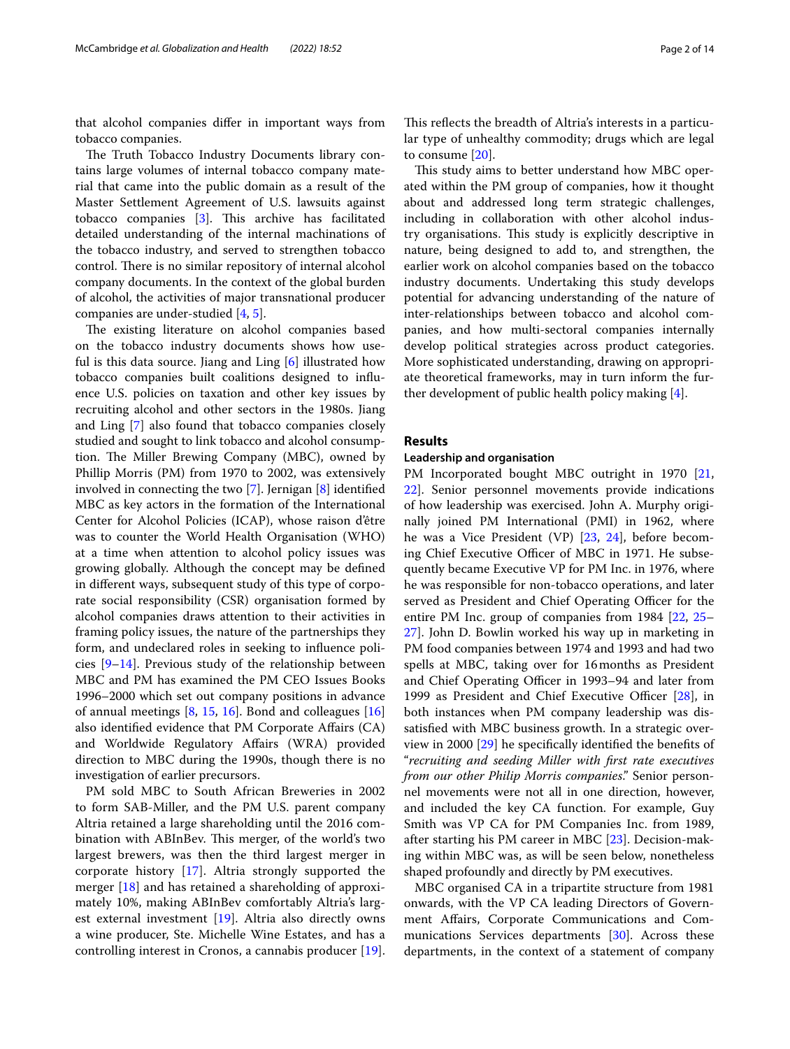that alcohol companies differ in important ways from tobacco companies.

The Truth Tobacco Industry Documents library contains large volumes of internal tobacco company material that came into the public domain as a result of the Master Settlement Agreement of U.S. lawsuits against tobacco companies [3]. This archive has facilitated detailed understanding of the internal machinations of the tobacco industry, and served to strengthen tobacco control. There is no similar repository of internal alcohol company documents. In the context of the global burden of alcohol, the activities of major transnational producer companies are under-studied [4, 5].

The existing literature on alcohol companies based on the tobacco industry documents shows how useful is this data source. Jiang and Ling [6] illustrated how tobacco companies built coalitions designed to influence U.S. policies on taxation and other key issues by recruiting alcohol and other sectors in the 1980s. Jiang and Ling [7] also found that tobacco companies closely studied and sought to link tobacco and alcohol consumption. The Miller Brewing Company (MBC), owned by Phillip Morris (PM) from 1970 to 2002, was extensively involved in connecting the two [7]. Jernigan [8] identified MBC as key actors in the formation of the International Center for Alcohol Policies (ICAP), whose raison d'être was to counter the World Health Organisation (WHO) at a time when attention to alcohol policy issues was growing globally. Although the concept may be defined in different ways, subsequent study of this type of corporate social responsibility (CSR) organisation formed by alcohol companies draws attention to their activities in framing policy issues, the nature of the partnerships they form, and undeclared roles in seeking to influence policies [9–14]. Previous study of the relationship between MBC and PM has examined the PM CEO Issues Books 1996–2000 which set out company positions in advance of annual meetings [8, 15, 16]. Bond and colleagues [16] also identified evidence that PM Corporate Affairs (CA) and Worldwide Regulatory Affairs (WRA) provided direction to MBC during the 1990s, though there is no investigation of earlier precursors.

PM sold MBC to South African Breweries in 2002 to form SAB-Miller, and the PM U.S. parent company Altria retained a large shareholding until the 2016 combination with ABInBev. This merger, of the world's two largest brewers, was then the third largest merger in corporate history [17]. Altria strongly supported the merger [18] and has retained a shareholding of approximately 10%, making ABInBev comfortably Altria's largest external investment [19]. Altria also directly owns a wine producer, Ste. Michelle Wine Estates, and has a controlling interest in Cronos, a cannabis producer [19]. This reflects the breadth of Altria's interests in a particular type of unhealthy commodity; drugs which are legal to consume [20].

This study aims to better understand how MBC operated within the PM group of companies, how it thought about and addressed long term strategic challenges, including in collaboration with other alcohol industry organisations. This study is explicitly descriptive in nature, being designed to add to, and strengthen, the earlier work on alcohol companies based on the tobacco industry documents. Undertaking this study develops potential for advancing understanding of the nature of inter-relationships between tobacco and alcohol companies, and how multi-sectoral companies internally develop political strategies across product categories. More sophisticated understanding, drawing on appropriate theoretical frameworks, may in turn inform the further development of public health policy making [4].

## Results

### Leadership and organisation

PM Incorporated bought MBC outright in 1970 [21, 22]. Senior personnel movements provide indications of how leadership was exercised. John A. Murphy originally joined PM International (PMI) in 1962, where he was a Vice President (VP) [23, 24], before becoming Chief Executive Officer of MBC in 1971. He subsequently became Executive VP for PM Inc. in 1976, where he was responsible for non-tobacco operations, and later served as President and Chief Operating Officer for the entire PM Inc. group of companies from 1984 [22, 25–27]. John D. Bowlin worked his way up in marketing in PM food companies between 1974 and 1993 and had two spells at MBC, taking over for 16 months as President and Chief Operating Officer in 1993–94 and later from 1999 as President and Chief Executive Officer [28], in both instances when PM company leadership was dissatisfied with MBC business growth. In a strategic overview in 2000 [29] he specifically identified the benefits of "*recruiting and seeding Miller with first rate executives from our other Philip Morris companies*." Senior personnel movements were not all in one direction, however, and included the key CA function. For example, Guy Smith was VP CA for PM Companies Inc. from 1989, after starting his PM career in MBC [23]. Decision-making within MBC was, as will be seen below, nonetheless shaped profoundly and directly by PM executives.

MBC organised CA in a tripartite structure from 1981 onwards, with the VP CA leading Directors of Government Affairs, Corporate Communications and Communications Services departments [30]. Across these departments, in the context of a statement of company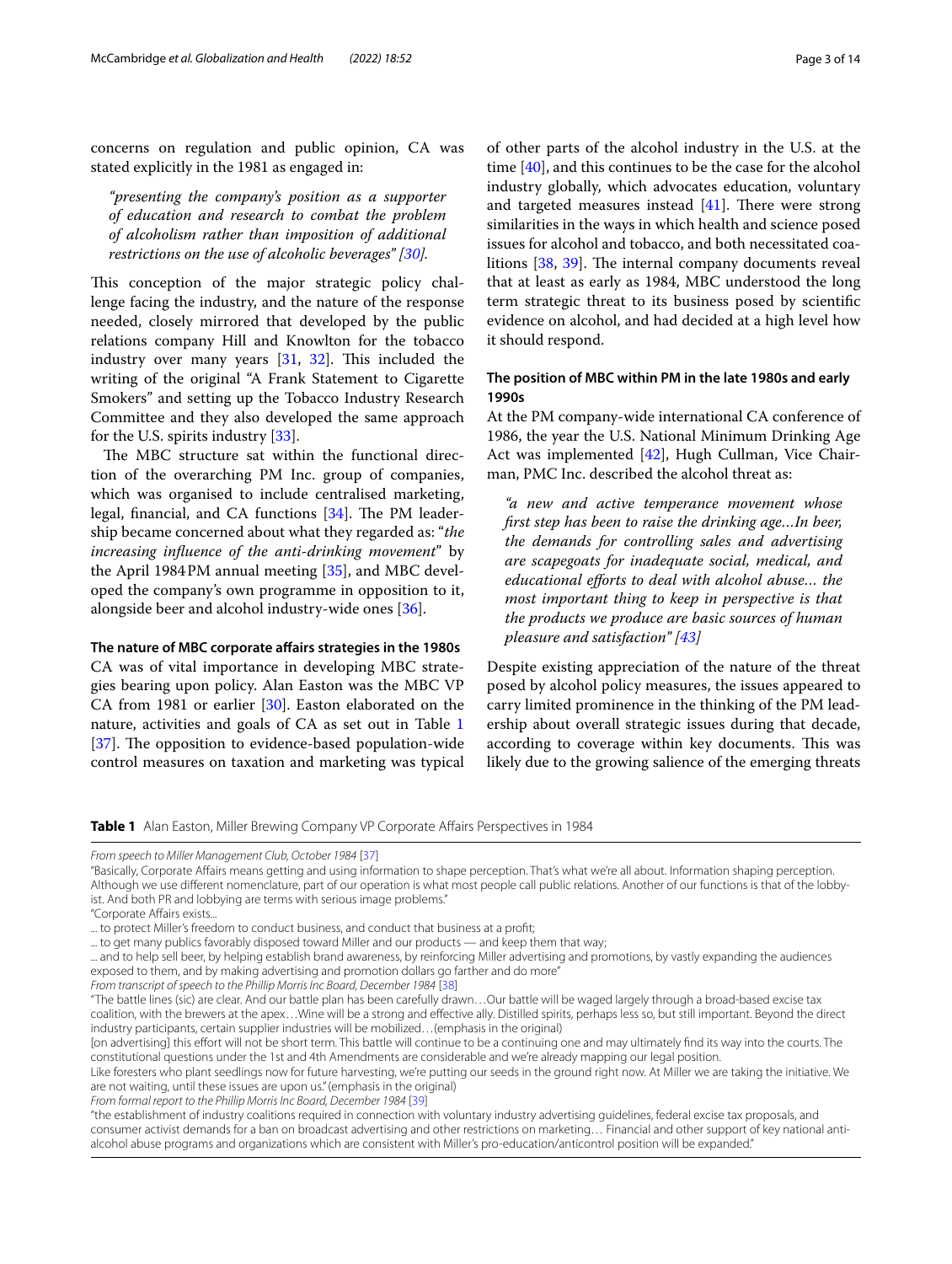concerns on regulation and public opinion, CA was stated explicitly in the 1981 as engaged in:

> *"presenting the company's position as a supporter of education and research to combat the problem of alcoholism rather than imposition of additional restrictions on the use of alcoholic beverages" [30].*

This conception of the major strategic policy challenge facing the industry, and the nature of the response needed, closely mirrored that developed by the public relations company Hill and Knowlton for the tobacco industry over many years [31, 32]. This included the writing of the original "A Frank Statement to Cigarette Smokers" and setting up the Tobacco Industry Research Committee and they also developed the same approach for the U.S. spirits industry [33].

The MBC structure sat within the functional direction of the overarching PM Inc. group of companies, which was organised to include centralised marketing, legal, financial, and CA functions [34]. The PM leadership became concerned about what they regarded as: "*the increasing influence of the anti-drinking movement*" by the April 1984 PM annual meeting [35], and MBC developed the company's own programme in opposition to it, alongside beer and alcohol industry-wide ones [36].

### The nature of MBC corporate affairs strategies in the 1980s

CA was of vital importance in developing MBC strategies bearing upon policy. Alan Easton was the MBC VP CA from 1981 or earlier [30]. Easton elaborated on the nature, activities and goals of CA as set out in Table 1 [37]. The opposition to evidence-based population-wide control measures on taxation and marketing was typical of other parts of the alcohol industry in the U.S. at the time [40], and this continues to be the case for the alcohol industry globally, which advocates education, voluntary and targeted measures instead [41]. There were strong similarities in the ways in which health and science posed issues for alcohol and tobacco, and both necessitated coalitions [38, 39]. The internal company documents reveal that at least as early as 1984, MBC understood the long term strategic threat to its business posed by scientific evidence on alcohol, and had decided at a high level how it should respond.

### The position of MBC within PM in the late 1980s and early 1990s

At the PM company-wide international CA conference of 1986, the year the U.S. National Minimum Drinking Age Act was implemented [42], Hugh Cullman, Vice Chairman, PMC Inc. described the alcohol threat as:

> *"a new and active temperance movement whose first step has been to raise the drinking age…In beer, the demands for controlling sales and advertising are scapegoats for inadequate social, medical, and educational efforts to deal with alcohol abuse… the most important thing to keep in perspective is that the products we produce are basic sources of human pleasure and satisfaction" [43]*

Despite existing appreciation of the nature of the threat posed by alcohol policy measures, the issues appeared to carry limited prominence in the thinking of the PM leadership about overall strategic issues during that decade, according to coverage within key documents. This was likely due to the growing salience of the emerging threats

**Table 1** Alan Easton, Miller Brewing Company VP Corporate Affairs Perspectives in 1984

| |
|---|
| *From speech to Miller Management Club, October 1984* [37] |
| "Basically, Corporate Affairs means getting and using information to shape perception. That's what we're all about. Information shaping perception. Although we use different nomenclature, part of our operation is what most people call public relations. Another of our functions is that of the lobbyist. And both PR and lobbying are terms with serious image problems." |
| "Corporate Affairs exists... |
| ... to protect Miller's freedom to conduct business, and conduct that business at a profit; |
| ... to get many publics favorably disposed toward Miller and our products — and keep them that way; |
| ... and to help sell beer, by helping establish brand awareness, by reinforcing Miller advertising and promotions, by vastly expanding the audiences exposed to them, and by making advertising and promotion dollars go farther and do more" |
| *From transcript of speech to the Phillip Morris Inc Board, December 1984* [38] |
| "The battle lines (sic) are clear. And our battle plan has been carefully drawn…Our battle will be waged largely through a broad-based excise tax coalition, with the brewers at the apex…Wine will be a strong and effective ally. Distilled spirits, perhaps less so, but still important. Beyond the direct industry participants, certain supplier industries will be mobilized…(emphasis in the original) |
| [on advertising] this effort will not be short term. This battle will continue to be a continuing one and may ultimately find its way into the courts. The constitutional questions under the 1st and 4th Amendments are considerable and we're already mapping our legal position. |
| Like foresters who plant seedlings now for future harvesting, we're putting our seeds in the ground right now. At Miller we are taking the initiative. We are not waiting, until these issues are upon us." (emphasis in the original) |
| *From formal report to the Phillip Morris Inc Board, December 1984* [39] |
| "the establishment of industry coalitions required in connection with voluntary industry advertising guidelines, federal excise tax proposals, and consumer activist demands for a ban on broadcast advertising and other restrictions on marketing… Financial and other support of key national anti-alcohol abuse programs and organizations which are consistent with Miller's pro-education/anticontrol position will be expanded." |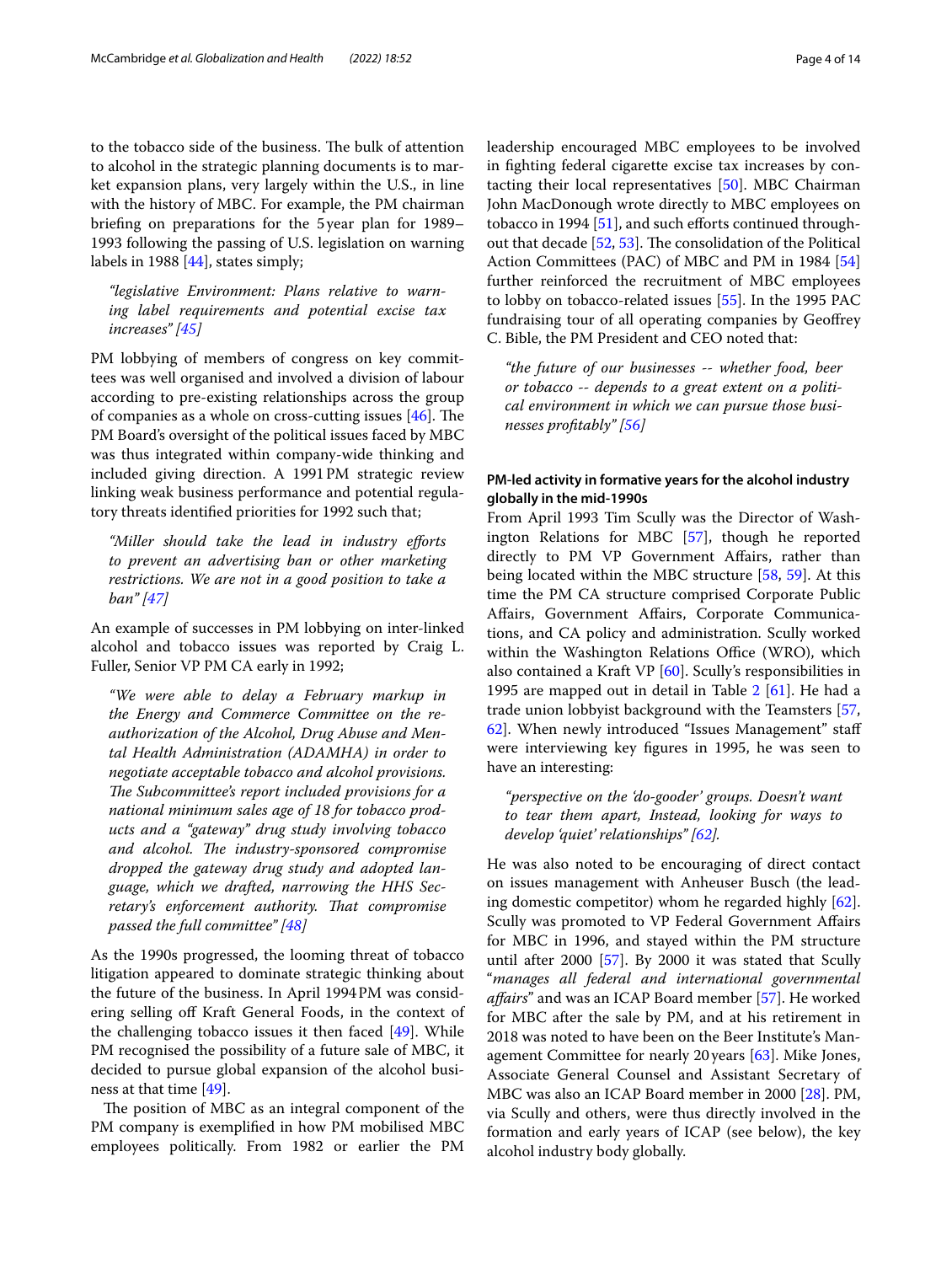to the tobacco side of the business. The bulk of attention to alcohol in the strategic planning documents is to market expansion plans, very largely within the U.S., in line with the history of MBC. For example, the PM chairman briefing on preparations for the 5 year plan for 1989–1993 following the passing of U.S. legislation on warning labels in 1988 [44], states simply;

> *"legislative Environment: Plans relative to warning label requirements and potential excise tax increases" [45]*

PM lobbying of members of congress on key committees was well organised and involved a division of labour according to pre-existing relationships across the group of companies as a whole on cross-cutting issues [46]. The PM Board's oversight of the political issues faced by MBC was thus integrated within company-wide thinking and included giving direction. A 1991 PM strategic review linking weak business performance and potential regulatory threats identified priorities for 1992 such that;

> *"Miller should take the lead in industry efforts to prevent an advertising ban or other marketing restrictions. We are not in a good position to take a ban" [47]*

An example of successes in PM lobbying on inter-linked alcohol and tobacco issues was reported by Craig L. Fuller, Senior VP PM CA early in 1992;

> *"We were able to delay a February markup in the Energy and Commerce Committee on the reauthorization of the Alcohol, Drug Abuse and Mental Health Administration (ADAMHA) in order to negotiate acceptable tobacco and alcohol provisions. The Subcommittee's report included provisions for a national minimum sales age of 18 for tobacco products and a "gateway" drug study involving tobacco and alcohol. The industry-sponsored compromise dropped the gateway drug study and adopted language, which we drafted, narrowing the HHS Secretary's enforcement authority. That compromise passed the full committee" [48]*

As the 1990s progressed, the looming threat of tobacco litigation appeared to dominate strategic thinking about the future of the business. In April 1994 PM was considering selling off Kraft General Foods, in the context of the challenging tobacco issues it then faced [49]. While PM recognised the possibility of a future sale of MBC, it decided to pursue global expansion of the alcohol business at that time [49].

The position of MBC as an integral component of the PM company is exemplified in how PM mobilised MBC employees politically. From 1982 or earlier the PM leadership encouraged MBC employees to be involved in fighting federal cigarette excise tax increases by contacting their local representatives [50]. MBC Chairman John MacDonough wrote directly to MBC employees on tobacco in 1994 [51], and such efforts continued throughout that decade [52, 53]. The consolidation of the Political Action Committees (PAC) of MBC and PM in 1984 [54] further reinforced the recruitment of MBC employees to lobby on tobacco-related issues [55]. In the 1995 PAC fundraising tour of all operating companies by Geoffrey C. Bible, the PM President and CEO noted that:

> *"the future of our businesses -- whether food, beer or tobacco -- depends to a great extent on a political environment in which we can pursue those businesses profitably" [56]*

### PM-led activity in formative years for the alcohol industry globally in the mid-1990s

From April 1993 Tim Scully was the Director of Washington Relations for MBC [57], though he reported directly to PM VP Government Affairs, rather than being located within the MBC structure [58, 59]. At this time the PM CA structure comprised Corporate Public Affairs, Government Affairs, Corporate Communications, and CA policy and administration. Scully worked within the Washington Relations Office (WRO), which also contained a Kraft VP [60]. Scully's responsibilities in 1995 are mapped out in detail in Table 2 [61]. He had a trade union lobbyist background with the Teamsters [57, 62]. When newly introduced "Issues Management" staff were interviewing key figures in 1995, he was seen to have an interesting:

> *"perspective on the 'do-gooder' groups. Doesn't want to tear them apart, Instead, looking for ways to develop 'quiet' relationships" [62].*

He was also noted to be encouraging of direct contact on issues management with Anheuser Busch (the leading domestic competitor) whom he regarded highly [62]. Scully was promoted to VP Federal Government Affairs for MBC in 1996, and stayed within the PM structure until after 2000 [57]. By 2000 it was stated that Scully "*manages all federal and international governmental affairs*" and was an ICAP Board member [57]. He worked for MBC after the sale by PM, and at his retirement in 2018 was noted to have been on the Beer Institute's Management Committee for nearly 20 years [63]. Mike Jones, Associate General Counsel and Assistant Secretary of MBC was also an ICAP Board member in 2000 [28]. PM, via Scully and others, were thus directly involved in the formation and early years of ICAP (see below), the key alcohol industry body globally.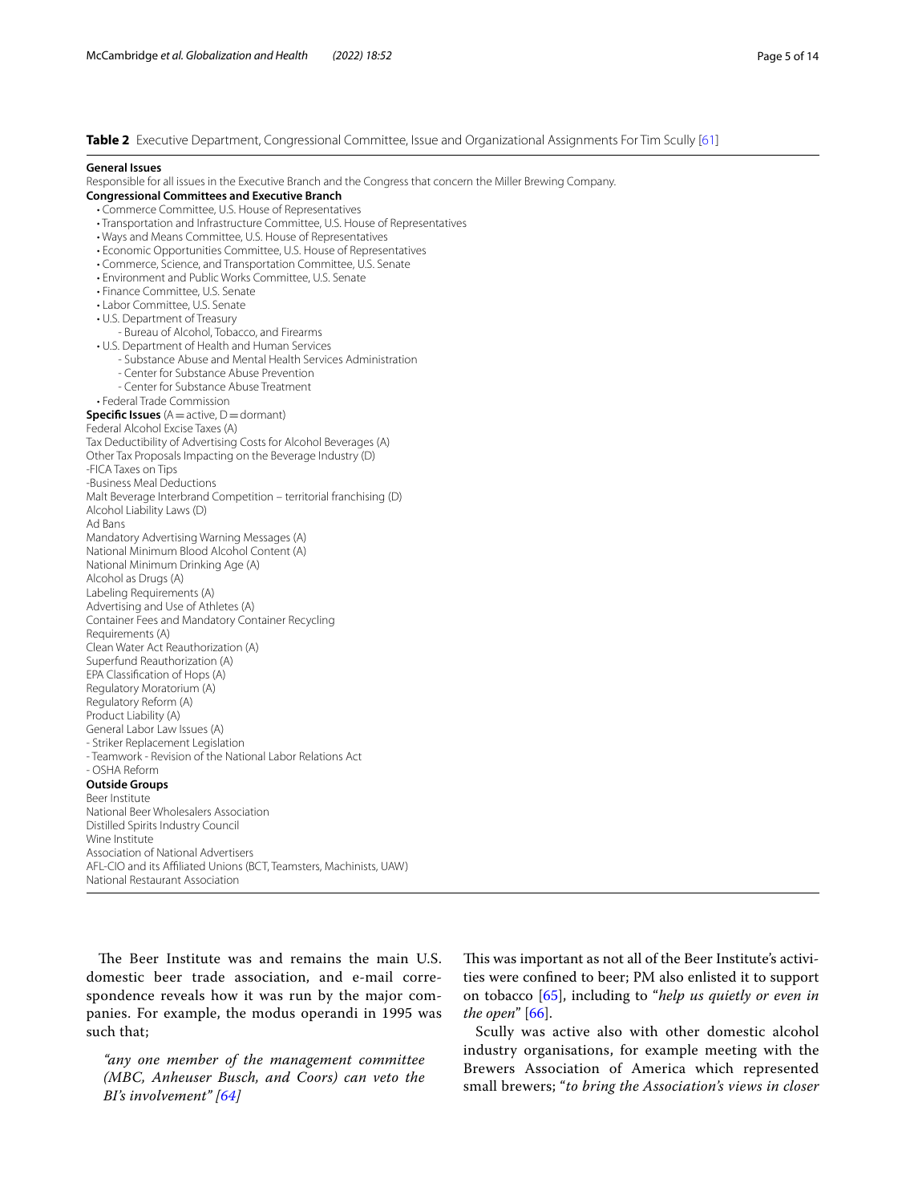**Table 2** Executive Department, Congressional Committee, Issue and Organizational Assignments For Tim Scully [61]

**General Issues**

Responsible for all issues in the Executive Branch and the Congress that concern the Miller Brewing Company.

**Congressional Committees and Executive Branch**

- Commerce Committee, U.S. House of Representatives
- Transportation and Infrastructure Committee, U.S. House of Representatives
- Ways and Means Committee, U.S. House of Representatives
- Economic Opportunities Committee, U.S. House of Representatives
- Commerce, Science, and Transportation Committee, U.S. Senate
- Environment and Public Works Committee, U.S. Senate
- Finance Committee, U.S. Senate
- Labor Committee, U.S. Senate
- U.S. Department of Treasury
  - Bureau of Alcohol, Tobacco, and Firearms
- U.S. Department of Health and Human Services
  - Substance Abuse and Mental Health Services Administration
  - Center for Substance Abuse Prevention
  - Center for Substance Abuse Treatment
- Federal Trade Commission

**Specific Issues** (A = active, D = dormant)

Federal Alcohol Excise Taxes (A)
Tax Deductibility of Advertising Costs for Alcohol Beverages (A)
Other Tax Proposals Impacting on the Beverage Industry (D)
-FICA Taxes on Tips
-Business Meal Deductions
Malt Beverage Interbrand Competition – territorial franchising (D)
Alcohol Liability Laws (D)
Ad Bans
Mandatory Advertising Warning Messages (A)
National Minimum Blood Alcohol Content (A)
National Minimum Drinking Age (A)
Alcohol as Drugs (A)
Labeling Requirements (A)
Advertising and Use of Athletes (A)
Container Fees and Mandatory Container Recycling Requirements (A)
Clean Water Act Reauthorization (A)
Superfund Reauthorization (A)
EPA Classification of Hops (A)
Regulatory Moratorium (A)
Regulatory Reform (A)
Product Liability (A)
General Labor Law Issues (A)
- Striker Replacement Legislation
- Teamwork - Revision of the National Labor Relations Act
- OSHA Reform

**Outside Groups**

Beer Institute
National Beer Wholesalers Association
Distilled Spirits Industry Council
Wine Institute
Association of National Advertisers
AFL-CIO and its Affiliated Unions (BCT, Teamsters, Machinists, UAW)
National Restaurant Association

The Beer Institute was and remains the main U.S. domestic beer trade association, and e-mail correspondence reveals how it was run by the major companies. For example, the modus operandi in 1995 was such that;

> *"any one member of the management committee (MBC, Anheuser Busch, and Coors) can veto the BI's involvement" [64]*

This was important as not all of the Beer Institute's activities were confined to beer; PM also enlisted it to support on tobacco [65], including to "*help us quietly or even in the open*" [66].

Scully was active also with other domestic alcohol industry organisations, for example meeting with the Brewers Association of America which represented small brewers; "*to bring the Association's views in closer*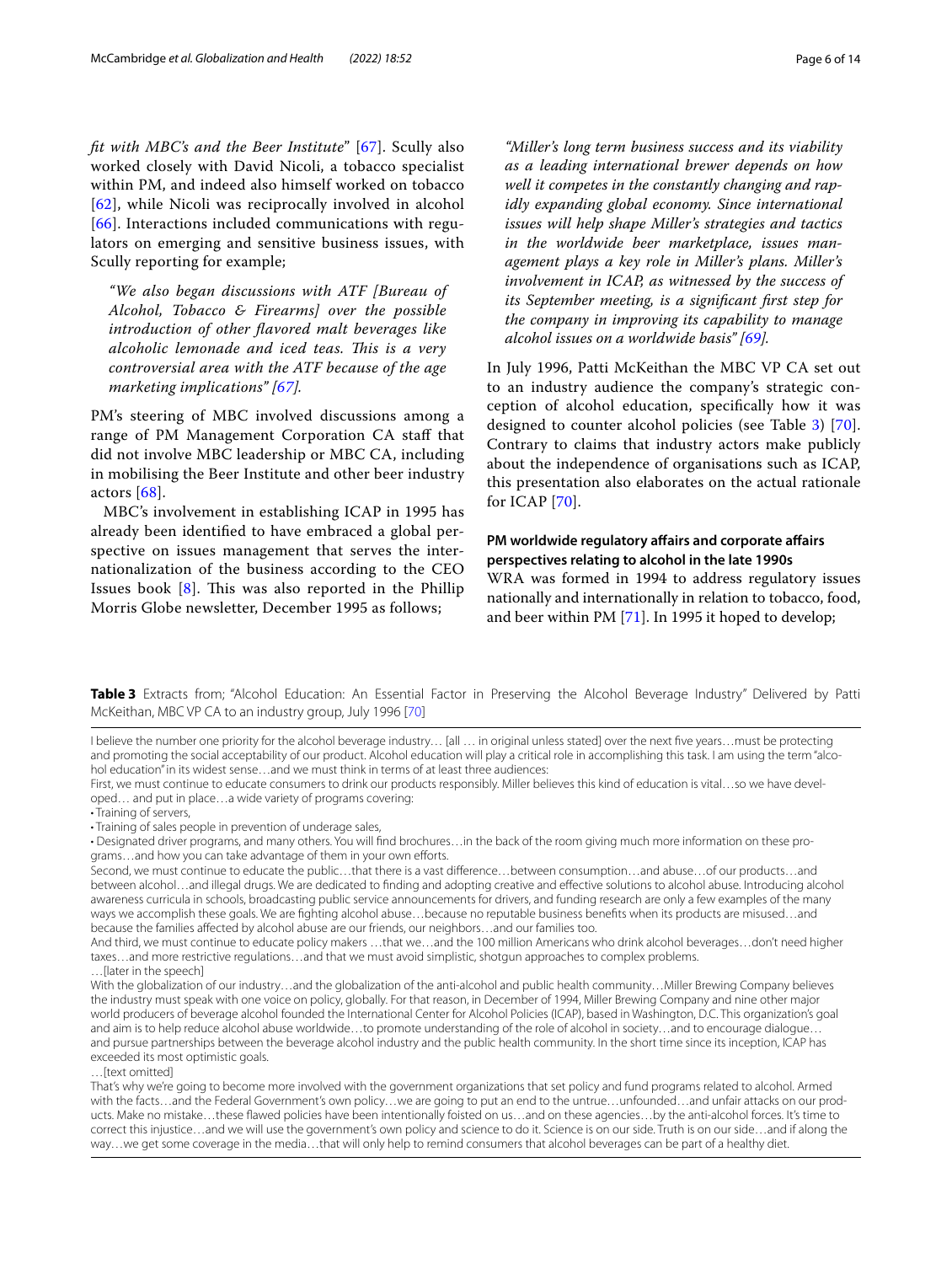*fit with MBC's and the Beer Institute*" [67]. Scully also worked closely with David Nicoli, a tobacco specialist within PM, and indeed also himself worked on tobacco [62], while Nicoli was reciprocally involved in alcohol [66]. Interactions included communications with regulators on emerging and sensitive business issues, with Scully reporting for example;

> *"We also began discussions with ATF [Bureau of Alcohol, Tobacco & Firearms] over the possible introduction of other flavored malt beverages like alcoholic lemonade and iced teas. This is a very controversial area with the ATF because of the age marketing implications" [67].*

PM's steering of MBC involved discussions among a range of PM Management Corporation CA staff that did not involve MBC leadership or MBC CA, including in mobilising the Beer Institute and other beer industry actors [68].

MBC's involvement in establishing ICAP in 1995 has already been identified to have embraced a global perspective on issues management that serves the internationalization of the business according to the CEO Issues book [8]. This was also reported in the Phillip Morris Globe newsletter, December 1995 as follows;

> *"Miller's long term business success and its viability as a leading international brewer depends on how well it competes in the constantly changing and rapidly expanding global economy. Since international issues will help shape Miller's strategies and tactics in the worldwide beer marketplace, issues management plays a key role in Miller's plans. Miller's involvement in ICAP, as witnessed by the success of its September meeting, is a significant first step for the company in improving its capability to manage alcohol issues on a worldwide basis" [69].*

In July 1996, Patti McKeithan the MBC VP CA set out to an industry audience the company's strategic conception of alcohol education, specifically how it was designed to counter alcohol policies (see Table 3) [70]. Contrary to claims that industry actors make publicly about the independence of organisations such as ICAP, this presentation also elaborates on the actual rationale for ICAP [70].

## PM worldwide regulatory affairs and corporate affairs perspectives relating to alcohol in the late 1990s

WRA was formed in 1994 to address regulatory issues nationally and internationally in relation to tobacco, food, and beer within PM [71]. In 1995 it hoped to develop;

**Table 3** Extracts from; "Alcohol Education: An Essential Factor in Preserving the Alcohol Beverage Industry" Delivered by Patti McKeithan, MBC VP CA to an industry group, July 1996 [70]

I believe the number one priority for the alcohol beverage industry… [all … in original unless stated] over the next five years…must be protecting and promoting the social acceptability of our product. Alcohol education will play a critical role in accomplishing this task. I am using the term "alcohol education" in its widest sense…and we must think in terms of at least three audiences:

First, we must continue to educate consumers to drink our products responsibly. Miller believes this kind of education is vital…so we have developed… and put in place…a wide variety of programs covering:

- Training of servers,
- Training of sales people in prevention of underage sales,
- Designated driver programs, and many others. You will find brochures…in the back of the room giving much more information on these programs…and how you can take advantage of them in your own efforts.

Second, we must continue to educate the public…that there is a vast difference…between consumption…and abuse…of our products…and between alcohol…and illegal drugs. We are dedicated to finding and adopting creative and effective solutions to alcohol abuse. Introducing alcohol awareness curricula in schools, broadcasting public service announcements for drivers, and funding research are only a few examples of the many ways we accomplish these goals. We are fighting alcohol abuse…because no reputable business benefits when its products are misused…and because the families affected by alcohol abuse are our friends, our neighbors…and our families too.

And third, we must continue to educate policy makers …that we…and the 100 million Americans who drink alcohol beverages…don't need higher taxes…and more restrictive regulations…and that we must avoid simplistic, shotgun approaches to complex problems.

…[later in the speech]

With the globalization of our industry…and the globalization of the anti-alcohol and public health community…Miller Brewing Company believes the industry must speak with one voice on policy, globally. For that reason, in December of 1994, Miller Brewing Company and nine other major world producers of beverage alcohol founded the International Center for Alcohol Policies (ICAP), based in Washington, D.C. This organization's goal and aim is to help reduce alcohol abuse worldwide…to promote understanding of the role of alcohol in society…and to encourage dialogue…and pursue partnerships between the beverage alcohol industry and the public health community. In the short time since its inception, ICAP has exceeded its most optimistic goals.

…[text omitted]

That's why we're going to become more involved with the government organizations that set policy and fund programs related to alcohol. Armed with the facts…and the Federal Government's own policy…we are going to put an end to the untrue…unfounded…and unfair attacks on our products. Make no mistake…these flawed policies have been intentionally foisted on us…and on these agencies…by the anti-alcohol forces. It's time to correct this injustice…and we will use the government's own policy and science to do it. Science is on our side. Truth is on our side…and if along the way…we get some coverage in the media…that will only help to remind consumers that alcohol beverages can be part of a healthy diet.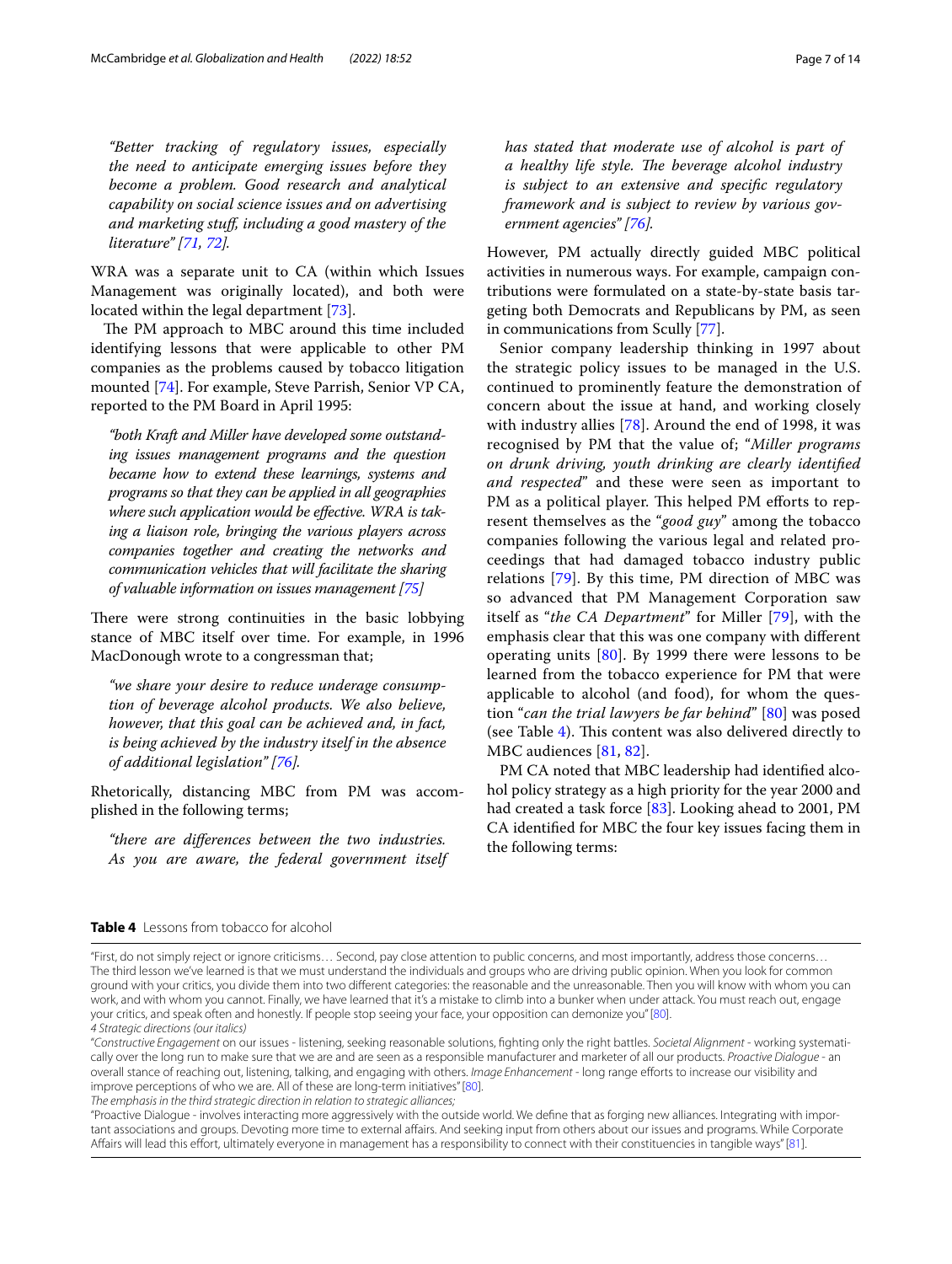*"Better tracking of regulatory issues, especially the need to anticipate emerging issues before they become a problem. Good research and analytical capability on social science issues and on advertising and marketing stuff, including a good mastery of the literature" [71, 72].*

WRA was a separate unit to CA (within which Issues Management was originally located), and both were located within the legal department [73].

The PM approach to MBC around this time included identifying lessons that were applicable to other PM companies as the problems caused by tobacco litigation mounted [74]. For example, Steve Parrish, Senior VP CA, reported to the PM Board in April 1995:

> *"both Kraft and Miller have developed some outstanding issues management programs and the question became how to extend these learnings, systems and programs so that they can be applied in all geographies where such application would be effective. WRA is taking a liaison role, bringing the various players across companies together and creating the networks and communication vehicles that will facilitate the sharing of valuable information on issues management [75]*

There were strong continuities in the basic lobbying stance of MBC itself over time. For example, in 1996 MacDonough wrote to a congressman that;

> *"we share your desire to reduce underage consumption of beverage alcohol products. We also believe, however, that this goal can be achieved and, in fact, is being achieved by the industry itself in the absence of additional legislation" [76].*

Rhetorically, distancing MBC from PM was accomplished in the following terms;

> *"there are differences between the two industries. As you are aware, the federal government itself has stated that moderate use of alcohol is part of a healthy life style. The beverage alcohol industry is subject to an extensive and specific regulatory framework and is subject to review by various government agencies" [76].*

However, PM actually directly guided MBC political activities in numerous ways. For example, campaign contributions were formulated on a state-by-state basis targeting both Democrats and Republicans by PM, as seen in communications from Scully [77].

Senior company leadership thinking in 1997 about the strategic policy issues to be managed in the U.S. continued to prominently feature the demonstration of concern about the issue at hand, and working closely with industry allies [78]. Around the end of 1998, it was recognised by PM that the value of; "*Miller programs on drunk driving, youth drinking are clearly identified and respected*" and these were seen as important to PM as a political player. This helped PM efforts to represent themselves as the "*good guy*" among the tobacco companies following the various legal and related proceedings that had damaged tobacco industry public relations [79]. By this time, PM direction of MBC was so advanced that PM Management Corporation saw itself as "*the CA Department*" for Miller [79], with the emphasis clear that this was one company with different operating units [80]. By 1999 there were lessons to be learned from the tobacco experience for PM that were applicable to alcohol (and food), for whom the question "*can the trial lawyers be far behind*" [80] was posed (see Table 4). This content was also delivered directly to MBC audiences [81, 82].

PM CA noted that MBC leadership had identified alcohol policy strategy as a high priority for the year 2000 and had created a task force [83]. Looking ahead to 2001, PM CA identified for MBC the four key issues facing them in the following terms:

**Table 4** Lessons from tobacco for alcohol

| |
|---|
| "First, do not simply reject or ignore criticisms… Second, pay close attention to public concerns, and most importantly, address those concerns… The third lesson we've learned is that we must understand the individuals and groups who are driving public opinion. When you look for common ground with your critics, you divide them into two different categories: the reasonable and the unreasonable. Then you will know with whom you can work, and with whom you cannot. Finally, we have learned that it's a mistake to climb into a bunker when under attack. You must reach out, engage your critics, and speak often and honestly. If people stop seeing your face, your opposition can demonize you" [80]. |
| *4 Strategic directions (our italics)* |
| "*Constructive Engagement* on our issues - listening, seeking reasonable solutions, fighting only the right battles. *Societal Alignment* - working systematically over the long run to make sure that we are and are seen as a responsible manufacturer and marketer of all our products. *Proactive Dialogue* - an overall stance of reaching out, listening, talking, and engaging with others. *Image Enhancement* - long range efforts to increase our visibility and improve perceptions of who we are. All of these are long-term initiatives" [80]. |
| *The emphasis in the third strategic direction in relation to strategic alliances;* |
| "Proactive Dialogue - involves interacting more aggressively with the outside world. We define that as forging new alliances. Integrating with important associations and groups. Devoting more time to external affairs. And seeking input from others about our issues and programs. While Corporate Affairs will lead this effort, ultimately everyone in management has a responsibility to connect with their constituencies in tangible ways" [81]. |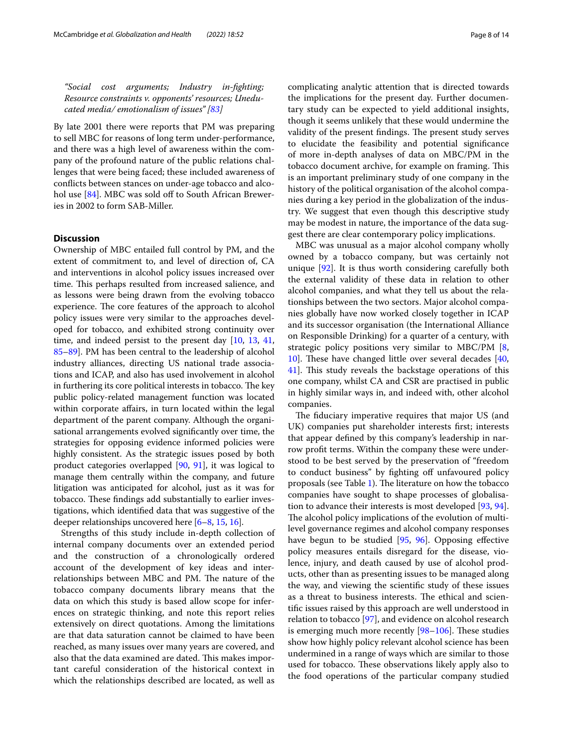*"Social cost arguments; Industry in-fighting; Resource constraints v. opponents' resources; Uneducated media/ emotionalism of issues" [83]*

By late 2001 there were reports that PM was preparing to sell MBC for reasons of long term under-performance, and there was a high level of awareness within the company of the profound nature of the public relations challenges that were being faced; these included awareness of conflicts between stances on under-age tobacco and alcohol use [84]. MBC was sold off to South African Breweries in 2002 to form SAB-Miller.

## Discussion

Ownership of MBC entailed full control by PM, and the extent of commitment to, and level of direction of, CA and interventions in alcohol policy issues increased over time. This perhaps resulted from increased salience, and as lessons were being drawn from the evolving tobacco experience. The core features of the approach to alcohol policy issues were very similar to the approaches developed for tobacco, and exhibited strong continuity over time, and indeed persist to the present day [10, 13, 41, 85–89]. PM has been central to the leadership of alcohol industry alliances, directing US national trade associations and ICAP, and also has used involvement in alcohol in furthering its core political interests in tobacco. The key public policy-related management function was located within corporate affairs, in turn located within the legal department of the parent company. Although the organisational arrangements evolved significantly over time, the strategies for opposing evidence informed policies were highly consistent. As the strategic issues posed by both product categories overlapped [90, 91], it was logical to manage them centrally within the company, and future litigation was anticipated for alcohol, just as it was for tobacco. These findings add substantially to earlier investigations, which identified data that was suggestive of the deeper relationships uncovered here [6–8, 15, 16].

Strengths of this study include in-depth collection of internal company documents over an extended period and the construction of a chronologically ordered account of the development of key ideas and interrelationships between MBC and PM. The nature of the tobacco company documents library means that the data on which this study is based allow scope for inferences on strategic thinking, and note this report relies extensively on direct quotations. Among the limitations are that data saturation cannot be claimed to have been reached, as many issues over many years are covered, and also that the data examined are dated. This makes important careful consideration of the historical context in which the relationships described are located, as well as complicating analytic attention that is directed towards the implications for the present day. Further documentary study can be expected to yield additional insights, though it seems unlikely that these would undermine the validity of the present findings. The present study serves to elucidate the feasibility and potential significance of more in-depth analyses of data on MBC/PM in the tobacco document archive, for example on framing. This is an important preliminary study of one company in the history of the political organisation of the alcohol companies during a key period in the globalization of the industry. We suggest that even though this descriptive study may be modest in nature, the importance of the data suggest there are clear contemporary policy implications.

MBC was unusual as a major alcohol company wholly owned by a tobacco company, but was certainly not unique [92]. It is thus worth considering carefully both the external validity of these data in relation to other alcohol companies, and what they tell us about the relationships between the two sectors. Major alcohol companies globally have now worked closely together in ICAP and its successor organisation (the International Alliance on Responsible Drinking) for a quarter of a century, with strategic policy positions very similar to MBC/PM [8, 10]. These have changed little over several decades [40, 41]. This study reveals the backstage operations of this one company, whilst CA and CSR are practised in public in highly similar ways in, and indeed with, other alcohol companies.

The fiduciary imperative requires that major US (and UK) companies put shareholder interests first; interests that appear defined by this company's leadership in narrow profit terms. Within the company these were understood to be best served by the preservation of "freedom to conduct business" by fighting off unfavoured policy proposals (see Table 1). The literature on how the tobacco companies have sought to shape processes of globalisation to advance their interests is most developed [93, 94]. The alcohol policy implications of the evolution of multilevel governance regimes and alcohol company responses have begun to be studied [95, 96]. Opposing effective policy measures entails disregard for the disease, violence, injury, and death caused by use of alcohol products, other than as presenting issues to be managed along the way, and viewing the scientific study of these issues as a threat to business interests. The ethical and scientific issues raised by this approach are well understood in relation to tobacco [97], and evidence on alcohol research is emerging much more recently [98–106]. These studies show how highly policy relevant alcohol science has been undermined in a range of ways which are similar to those used for tobacco. These observations likely apply also to the food operations of the particular company studied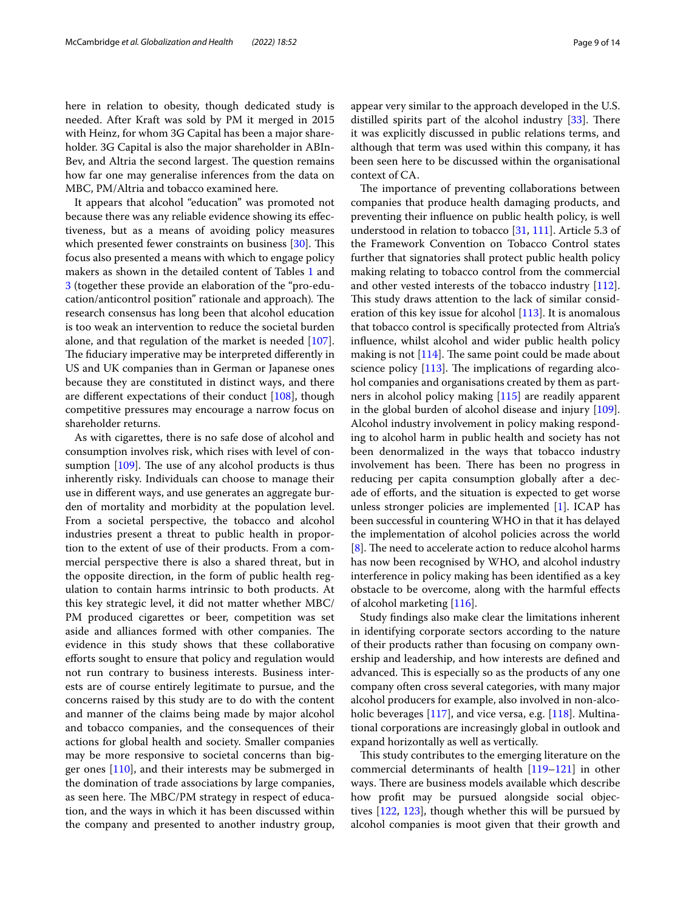here in relation to obesity, though dedicated study is needed. After Kraft was sold by PM it merged in 2015 with Heinz, for whom 3G Capital has been a major shareholder. 3G Capital is also the major shareholder in ABInBev, and Altria the second largest. The question remains how far one may generalise inferences from the data on MBC, PM/Altria and tobacco examined here.

It appears that alcohol "education" was promoted not because there was any reliable evidence showing its effectiveness, but as a means of avoiding policy measures which presented fewer constraints on business [30]. This focus also presented a means with which to engage policy makers as shown in the detailed content of Tables 1 and 3 (together these provide an elaboration of the "pro-education/anticontrol position" rationale and approach). The research consensus has long been that alcohol education is too weak an intervention to reduce the societal burden alone, and that regulation of the market is needed [107]. The fiduciary imperative may be interpreted differently in US and UK companies than in German or Japanese ones because they are constituted in distinct ways, and there are different expectations of their conduct [108], though competitive pressures may encourage a narrow focus on shareholder returns.

As with cigarettes, there is no safe dose of alcohol and consumption involves risk, which rises with level of consumption [109]. The use of any alcohol products is thus inherently risky. Individuals can choose to manage their use in different ways, and use generates an aggregate burden of mortality and morbidity at the population level. From a societal perspective, the tobacco and alcohol industries present a threat to public health in proportion to the extent of use of their products. From a commercial perspective there is also a shared threat, but in the opposite direction, in the form of public health regulation to contain harms intrinsic to both products. At this key strategic level, it did not matter whether MBC/PM produced cigarettes or beer, competition was set aside and alliances formed with other companies. The evidence in this study shows that these collaborative efforts sought to ensure that policy and regulation would not run contrary to business interests. Business interests are of course entirely legitimate to pursue, and the concerns raised by this study are to do with the content and manner of the claims being made by major alcohol and tobacco companies, and the consequences of their actions for global health and society. Smaller companies may be more responsive to societal concerns than bigger ones [110], and their interests may be submerged in the domination of trade associations by large companies, as seen here. The MBC/PM strategy in respect of education, and the ways in which it has been discussed within the company and presented to another industry group, appear very similar to the approach developed in the U.S. distilled spirits part of the alcohol industry [33]. There it was explicitly discussed in public relations terms, and although that term was used within this company, it has been seen here to be discussed within the organisational context of CA.

The importance of preventing collaborations between companies that produce health damaging products, and preventing their influence on public health policy, is well understood in relation to tobacco [31, 111]. Article 5.3 of the Framework Convention on Tobacco Control states further that signatories shall protect public health policy making relating to tobacco control from the commercial and other vested interests of the tobacco industry [112]. This study draws attention to the lack of similar consideration of this key issue for alcohol [113]. It is anomalous that tobacco control is specifically protected from Altria's influence, whilst alcohol and wider public health policy making is not [114]. The same point could be made about science policy [113]. The implications of regarding alcohol companies and organisations created by them as partners in alcohol policy making [115] are readily apparent in the global burden of alcohol disease and injury [109]. Alcohol industry involvement in policy making responding to alcohol harm in public health and society has not been denormalized in the ways that tobacco industry involvement has been. There has been no progress in reducing per capita consumption globally after a decade of efforts, and the situation is expected to get worse unless stronger policies are implemented [1]. ICAP has been successful in countering WHO in that it has delayed the implementation of alcohol policies across the world [8]. The need to accelerate action to reduce alcohol harms has now been recognised by WHO, and alcohol industry interference in policy making has been identified as a key obstacle to be overcome, along with the harmful effects of alcohol marketing [116].

Study findings also make clear the limitations inherent in identifying corporate sectors according to the nature of their products rather than focusing on company ownership and leadership, and how interests are defined and advanced. This is especially so as the products of any one company often cross several categories, with many major alcohol producers for example, also involved in non-alcoholic beverages [117], and vice versa, e.g. [118]. Multinational corporations are increasingly global in outlook and expand horizontally as well as vertically.

This study contributes to the emerging literature on the commercial determinants of health [119–121] in other ways. There are business models available which describe how profit may be pursued alongside social objectives [122, 123], though whether this will be pursued by alcohol companies is moot given that their growth and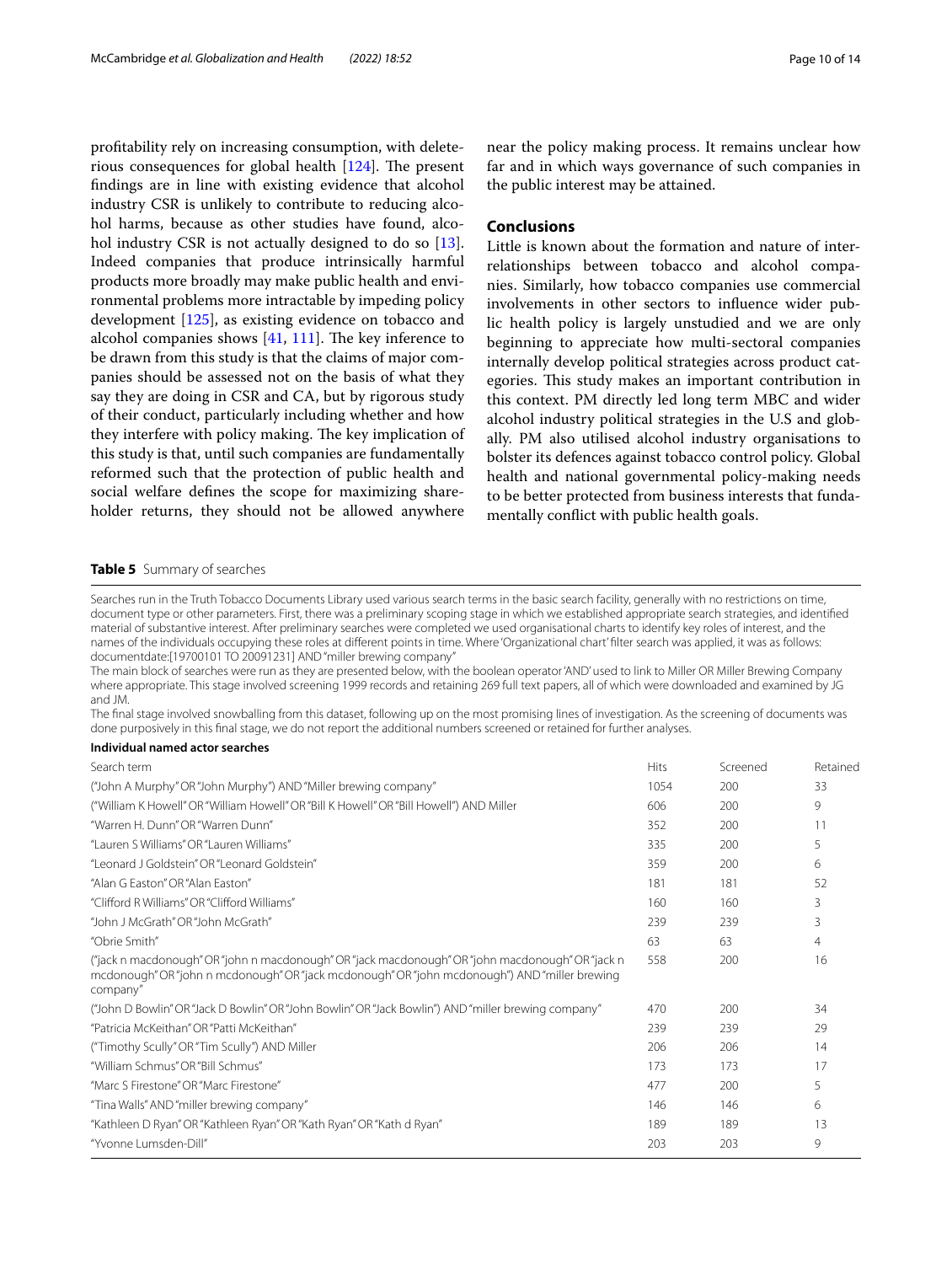profitability rely on increasing consumption, with deleterious consequences for global health [124]. The present findings are in line with existing evidence that alcohol industry CSR is unlikely to contribute to reducing alcohol harms, because as other studies have found, alcohol industry CSR is not actually designed to do so [13]. Indeed companies that produce intrinsically harmful products more broadly may make public health and environmental problems more intractable by impeding policy development [125], as existing evidence on tobacco and alcohol companies shows [41, 111]. The key inference to be drawn from this study is that the claims of major companies should be assessed not on the basis of what they say they are doing in CSR and CA, but by rigorous study of their conduct, particularly including whether and how they interfere with policy making. The key implication of this study is that, until such companies are fundamentally reformed such that the protection of public health and social welfare defines the scope for maximizing shareholder returns, they should not be allowed anywhere near the policy making process. It remains unclear how far and in which ways governance of such companies in the public interest may be attained.

## Conclusions

Little is known about the formation and nature of interrelationships between tobacco and alcohol companies. Similarly, how tobacco companies use commercial involvements in other sectors to influence wider public health policy is largely unstudied and we are only beginning to appreciate how multi-sectoral companies internally develop political strategies across product categories. This study makes an important contribution in this context. PM directly led long term MBC and wider alcohol industry political strategies in the U.S and globally. PM also utilised alcohol industry organisations to bolster its defences against tobacco control policy. Global health and national governmental policy-making needs to be better protected from business interests that fundamentally conflict with public health goals.

**Table 5** Summary of searches

Searches run in the Truth Tobacco Documents Library used various search terms in the basic search facility, generally with no restrictions on time, document type or other parameters. First, there was a preliminary scoping stage in which we established appropriate search strategies, and identified material of substantive interest. After preliminary searches were completed we used organisational charts to identify key roles of interest, and the names of the individuals occupying these roles at different points in time. Where 'Organizational chart' filter search was applied, it was as follows: documentdate:[19700101 TO 20091231] AND "miller brewing company"

The main block of searches were run as they are presented below, with the boolean operator 'AND' used to link to Miller OR Miller Brewing Company where appropriate. This stage involved screening 1999 records and retaining 269 full text papers, all of which were downloaded and examined by JG and JM.

The final stage involved snowballing from this dataset, following up on the most promising lines of investigation. As the screening of documents was done purposively in this final stage, we do not report the additional numbers screened or retained for further analyses.

**Individual named actor searches**

| Search term | Hits | Screened | Retained |
|---|---|---|---|
| ("John A Murphy" OR "John Murphy") AND "Miller brewing company" | 1054 | 200 | 33 |
| ("William K Howell" OR "William Howell" OR "Bill K Howell" OR "Bill Howell") AND Miller | 606 | 200 | 9 |
| "Warren H. Dunn" OR "Warren Dunn" | 352 | 200 | 11 |
| "Lauren S Williams" OR "Lauren Williams" | 335 | 200 | 5 |
| "Leonard J Goldstein" OR "Leonard Goldstein" | 359 | 200 | 6 |
| "Alan G Easton" OR "Alan Easton" | 181 | 181 | 52 |
| "Clifford R Williams" OR "Clifford Williams" | 160 | 160 | 3 |
| "John J McGrath" OR "John McGrath" | 239 | 239 | 3 |
| "Obrie Smith" | 63 | 63 | 4 |
| ("jack n macdonough" OR "john n macdonough" OR "jack macdonough" OR "john macdonough" OR "jack n mcdonough" OR "john n mcdonough" OR "jack mcdonough" OR "john mcdonough") AND "miller brewing company" | 558 | 200 | 16 |
| ("John D Bowlin" OR "Jack D Bowlin" OR "John Bowlin" OR "Jack Bowlin") AND "miller brewing company" | 470 | 200 | 34 |
| "Patricia McKeithan" OR "Patti McKeithan" | 239 | 239 | 29 |
| ("Timothy Scully" OR "Tim Scully") AND Miller | 206 | 206 | 14 |
| "William Schmus" OR "Bill Schmus" | 173 | 173 | 17 |
| "Marc S Firestone" OR "Marc Firestone" | 477 | 200 | 5 |
| "Tina Walls" AND "miller brewing company" | 146 | 146 | 6 |
| "Kathleen D Ryan" OR "Kathleen Ryan" OR "Kath Ryan" OR "Kath d Ryan" | 189 | 189 | 13 |
| "Yvonne Lumsden-Dill" | 203 | 203 | 9 |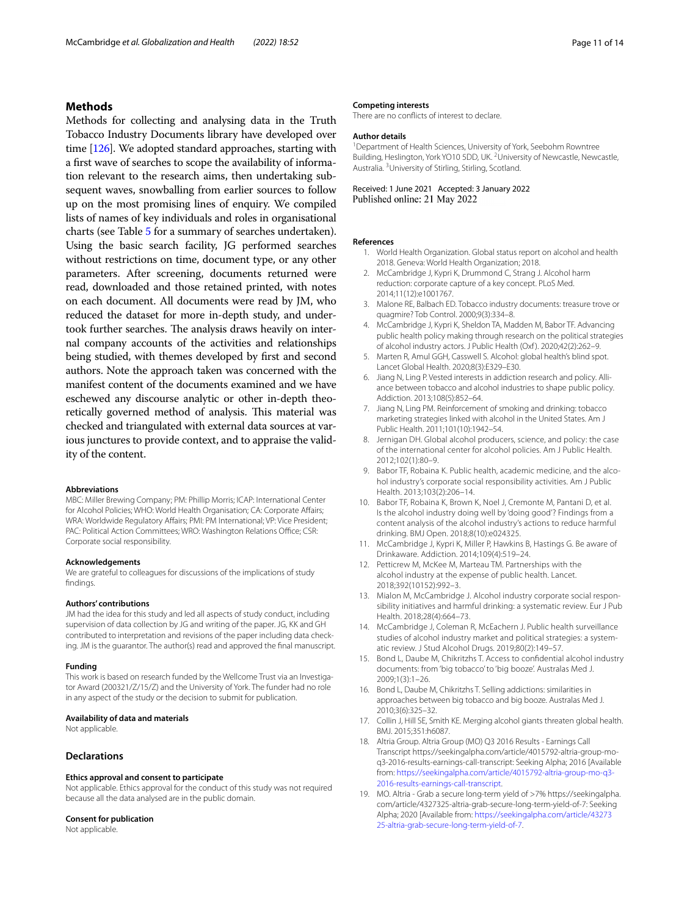## Methods

Methods for collecting and analysing data in the Truth Tobacco Industry Documents library have developed over time [126]. We adopted standard approaches, starting with a first wave of searches to scope the availability of information relevant to the research aims, then undertaking subsequent waves, snowballing from earlier sources to follow up on the most promising lines of enquiry. We compiled lists of names of key individuals and roles in organisational charts (see Table 5 for a summary of searches undertaken). Using the basic search facility, JG performed searches without restrictions on time, document type, or any other parameters. After screening, documents returned were read, downloaded and those retained printed, with notes on each document. All documents were read by JM, who reduced the dataset for more in-depth study, and undertook further searches. The analysis draws heavily on internal company accounts of the activities and relationships being studied, with themes developed by first and second authors. Note the approach taken was concerned with the manifest content of the documents examined and we have eschewed any discourse analytic or other in-depth theoretically governed method of analysis. This material was checked and triangulated with external data sources at various junctures to provide context, and to appraise the validity of the content.

#### Abbreviations

MBC: Miller Brewing Company; PM: Phillip Morris; ICAP: International Center for Alcohol Policies; WHO: World Health Organisation; CA: Corporate Affairs; WRA: Worldwide Regulatory Affairs; PMI: PM International; VP: Vice President; PAC: Political Action Committees; WRO: Washington Relations Office; CSR: Corporate social responsibility.

#### Acknowledgements

We are grateful to colleagues for discussions of the implications of study findings.

#### Authors' contributions

JM had the idea for this study and led all aspects of study conduct, including supervision of data collection by JG and writing of the paper. JG, KK and GH contributed to interpretation and revisions of the paper including data checking. JM is the guarantor. The author(s) read and approved the final manuscript.

#### Funding

This work is based on research funded by the Wellcome Trust via an Investigator Award (200321/Z/15/Z) and the University of York. The funder had no role in any aspect of the study or the decision to submit for publication.

#### Availability of data and materials

Not applicable.

## Declarations

#### Ethics approval and consent to participate

Not applicable. Ethics approval for the conduct of this study was not required because all the data analysed are in the public domain.

#### Consent for publication

Not applicable.

#### Competing interests

There are no conflicts of interest to declare.

#### Author details

[1]Department of Health Sciences, University of York, Seebohm Rowntree Building, Heslington, York YO10 5DD, UK. [2]University of Newcastle, Newcastle, Australia. [3]University of Stirling, Stirling, Scotland.

Received: 1 June 2021 Accepted: 3 January 2022
Published online: 21 May 2022

#### References

1. World Health Organization. Global status report on alcohol and health 2018. Geneva: World Health Organization; 2018.
2. McCambridge J, Kypri K, Drummond C, Strang J. Alcohol harm reduction: corporate capture of a key concept. PLoS Med. 2014;11(12):e1001767.
3. Malone RE, Balbach ED. Tobacco industry documents: treasure trove or quagmire? Tob Control. 2000;9(3):334–8.
4. McCambridge J, Kypri K, Sheldon TA, Madden M, Babor TF. Advancing public health policy making through research on the political strategies of alcohol industry actors. J Public Health (Oxf). 2020;42(2):262–9.
5. Marten R, Amul GGH, Casswell S. Alcohol: global health's blind spot. Lancet Global Health. 2020;8(3):E329–E30.
6. Jiang N, Ling P. Vested interests in addiction research and policy. Alliance between tobacco and alcohol industries to shape public policy. Addiction. 2013;108(5):852–64.
7. Jiang N, Ling PM. Reinforcement of smoking and drinking: tobacco marketing strategies linked with alcohol in the United States. Am J Public Health. 2011;101(10):1942–54.
8. Jernigan DH. Global alcohol producers, science, and policy: the case of the international center for alcohol policies. Am J Public Health. 2012;102(1):80–9.
9. Babor TF, Robaina K. Public health, academic medicine, and the alcohol industry's corporate social responsibility activities. Am J Public Health. 2013;103(2):206–14.
10. Babor TF, Robaina K, Brown K, Noel J, Cremonte M, Pantani D, et al. Is the alcohol industry doing well by 'doing good'? Findings from a content analysis of the alcohol industry's actions to reduce harmful drinking. BMJ Open. 2018;8(10):e024325.
11. McCambridge J, Kypri K, Miller P, Hawkins B, Hastings G. Be aware of Drinkaware. Addiction. 2014;109(4):519–24.
12. Petticrew M, McKee M, Marteau TM. Partnerships with the alcohol industry at the expense of public health. Lancet. 2018;392(10152):992–3.
13. Mialon M, McCambridge J. Alcohol industry corporate social responsibility initiatives and harmful drinking: a systematic review. Eur J Pub Health. 2018;28(4):664–73.
14. McCambridge J, Coleman R, McEachern J. Public health surveillance studies of alcohol industry market and political strategies: a systematic review. J Stud Alcohol Drugs. 2019;80(2):149–57.
15. Bond L, Daube M, Chikritzhs T. Access to confidential alcohol industry documents: from 'big tobacco' to 'big booze'. Australas Med J. 2009;1(3):1–26.
16. Bond L, Daube M, Chikritzhs T. Selling addictions: similarities in approaches between big tobacco and big booze. Australas Med J. 2010;3(6):325–32.
17. Collin J, Hill SE, Smith KE. Merging alcohol giants threaten global health. BMJ. 2015;351:h6087.
18. Altria Group. Altria Group (MO) Q3 2016 Results - Earnings Call Transcript https://seekingalpha.com/article/4015792-altria-group-mo-q3-2016-results-earnings-call-transcript: Seeking Alpha; 2016 [Available from: https://seekingalpha.com/article/4015792-altria-group-mo-q3-2016-results-earnings-call-transcript.
19. MO. Altria - Grab a secure long-term yield of >7% https://seekingalpha.com/article/4327325-altria-grab-secure-long-term-yield-of-7: Seeking Alpha; 2020 [Available from: https://seekingalpha.com/article/4327325-altria-grab-secure-long-term-yield-of-7.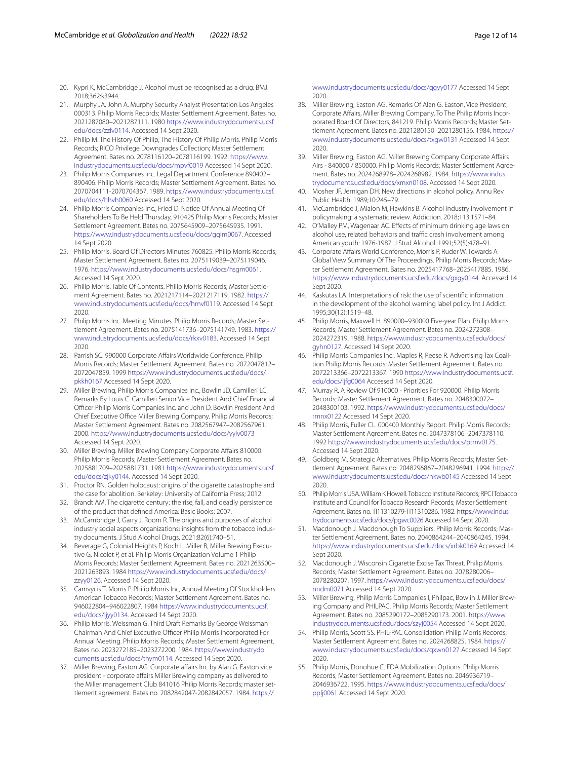20. Kypri K, McCambridge J. Alcohol must be recognised as a drug. BMJ. 2018;362:k3944.
21. Murphy JA. John A. Murphy Security Analyst Presentation Los Angeles 000313. Philip Morris Records; Master Settlement Agreement. Bates no. 2021287080–2021287111. 1980 https://www.industrydocuments.ucsf.edu/docs/zzlv0114. Accessed 14 Sept 2020.
22. Philip M. The History Of Philip; The History Of Philip Morris. Philip Morris Records; RICO Privilege Downgrades Collection; Master Settlement Agreement. Bates no. 2078116120–2078116199. 1992. https://www.industrydocuments.ucsf.edu/docs/mpvf0019 Accessed 14 Sept 2020.
23. Philip Morris Companies Inc. Legal Department Conference 890402–890406. Philip Morris Records; Master Settlement Agreement. Bates no. 2070704111-2070704367. 1989. https://www.industrydocuments.ucsf.edu/docs/hhvh0060 Accessed 14 Sept 2020.
24. Philip Morris Companies Inc., Fried D. Notice Of Annual Meeting Of Shareholders To Be Held Thursday, 910425 Philip Morris Records; Master Settlement Agreement. Bates no. 2075645909–2075645935. 1991. https://www.industrydocuments.ucsf.edu/docs/gqlm0067. Accessed 14 Sept 2020.
25. Philip Morris. Board Of Directors Minutes 760825. Philip Morris Records; Master Settlement Agreement. Bates no. 2075119039–2075119046. 1976. https://www.industrydocuments.ucsf.edu/docs/hsgm0061. Accessed 14 Sept 2020.
26. Philip Morris. Table Of Contents. Philip Morris Records; Master Settlement Agreement. Bates no. 2021217114–2021217119. 1982. https://www.industrydocuments.ucsf.edu/docs/hmvf0119. Accessed 14 Sept 2020.
27. Philip Morris Inc. Meeting Minutes. Philip Morris Records; Master Settlement Agreement. Bates no. 2075141736–2075141749. 1983. https://www.industrydocuments.ucsf.edu/docs/rkxv0183. Accessed 14 Sept 2020.
28. Parrish SC. 990000 Corporate Affairs Worldwide Conference. Philip Morris Records; Master Settlement Agreement. Bates no. 2072047812–2072047859. 1999 https://www.industrydocuments.ucsf.edu/docs/pkkh0167 Accessed 14 Sept 2020.
29. Miller Brewing, Philip Morris Companies Inc., Bowlin JD, Camilleri LC. Remarks By Louis C. Camilleri Senior Vice President And Chief Financial Officer Philip Morris Companies Inc. and John D. Bowlin President And Chief Executive Office Miller Brewing Company. Philip Morris Records; Master Settlement Agreement. Bates no. 2082567947–2082567961. 2000. https://www.industrydocuments.ucsf.edu/docs/yylv0073 Accessed 14 Sept 2020.
30. Miller Brewing. Miller Brewing Company Corporate Affairs 810000. Philip Morris Records; Master Settlement Agreement. Bates no. 2025881709–2025881731. 1981 https://www.industrydocuments.ucsf.edu/docs/zjky0144. Accessed 14 Sept 2020.
31. Proctor RN. Golden holocaust: origins of the cigarette catastrophe and the case for abolition. Berkeley: University of California Press; 2012.
32. Brandt AM. The cigarette century: the rise, fall, and deadly persistence of the product that defined America: Basic Books; 2007.
33. McCambridge J, Garry J, Room R. The origins and purposes of alcohol industry social aspects organizations: insights from the tobacco industry documents. J Stud Alcohol Drugs. 2021;82(6):740–51.
34. Beverage G, Colonial Heights P, Koch L, Miller B, Miller Brewing Executive G, Nicolet P, et al. Philip Morris Organization Volume 1 Philip Morris Records; Master Settlement Agreement. Bates no. 2021263500–2021263893. 1984 https://www.industrydocuments.ucsf.edu/docs/zzyy0126. Accessed 14 Sept 2020.
35. Camvycis T, Morris P. Philip Morris Inc, Annual Meeting Of Stockholders. American Tobacco Records; Master Settlement Agreement. Bates no. 946022804–946022807. 1984 https://www.industrydocuments.ucsf.edu/docs/ljyy0134. Accessed 14 Sept 2020.
36. Philip Morris, Weissman G. Third Draft Remarks By George Weissman Chairman And Chief Executive Officer Philip Morris Incorporated For Annual Meeting. Philip Morris Records; Master Settlement Agreement. Bates no. 2023272185–2023272200. 1984. https://www.industrydocuments.ucsf.edu/docs/thym0114. Accessed 14 Sept 2020.
37. Miller Brewing, Easton AG. Corporate affairs Inc by Alan G. Easton vice president - corporate affairs Miller Brewing company as delivered to the Miller management Club 841016 Philip Morris Records; master settlement agreement. Bates no. 2082842047-2082842057. 1984. https://www.industrydocuments.ucsf.edu/docs/qgyy0177 Accessed 14 Sept 2020.
38. Miller Brewing, Easton AG. Remarks Of Alan G. Easton, Vice President, Corporate Affairs, Miller Brewing Company, To The Philip Morris Incorporated Board Of Directors, 841219. Philip Morris Records; Master Settlement Agreement. Bates no. 2021280150–2021280156. 1984. https://www.industrydocuments.ucsf.edu/docs/txgw0131 Accessed 14 Sept 2020.
39. Miller Brewing, Easton AG. Miller Brewing Company Corporate Affairs Airs - 840000 / 850000. Philip Morris Records; Master Settlement Agreement. Bates no. 2024268978–2024268982. 1984. https://www.industrydocuments.ucsf.edu/docs/xmxn0108. Accessed 14 Sept 2020.
40. Mosher JF, Jernigan DH. New directions in alcohol policy. Annu Rev Public Health. 1989;10:245–79.
41. McCambridge J, Mialon M, Hawkins B. Alcohol industry involvement in policymaking: a systematic review. Addiction. 2018;113:1571–84.
42. O'Malley PM, Wagenaar AC. Effects of minimum drinking age laws on alcohol use, related behaviors and traffic crash involvement among American youth: 1976-1987. J Stud Alcohol. 1991;52(5):478–91.
43. Corporate Affairs World Conference, Morris P, Ruder W. Towards A Global View Summary Of The Proceedings. Philip Morris Records; Master Settlement Agreement. Bates no. 2025417768–2025417885. 1986. https://www.industrydocuments.ucsf.edu/docs/gxgy0144. Accessed 14 Sept 2020.
44. Kaskutas LA. Interpretations of risk: the use of scientific information in the development of the alcohol warning label policy. Int J Addict. 1995;30(12):1519–48.
45. Philip Morris, Maxwell H. 890000–930000 Five-year Plan. Philip Morris Records; Master Settlement Agreement. Bates no. 2024272308–2024272319. 1988. https://www.industrydocuments.ucsf.edu/docs/gyhn0127. Accessed 14 Sept 2020.
46. Philip Morris Companies Inc., Maples R, Reese R. Advertising Tax Coalition Philip Morris Records; Master Settlement Agreement. Bates no. 2072213366–2072213367. 1990 https://www.industrydocuments.ucsf.edu/docs/ljfg0064 Accessed 14 Sept 2020.
47. Murray R. A Review Of 910000 - Priorities For 920000. Philip Morris Records; Master Settlement Agreement. Bates no. 2048300072–2048300103. 1992. https://www.industrydocuments.ucsf.edu/docs/rmnx0122 Accessed 14 Sept 2020.
48. Philip Morris, Fuller CL. 000400 Monthly Report. Philip Morris Records; Master Settlement Agreement. Bates no. 2047378106–2047378110. 1992 https://www.industrydocuments.ucsf.edu/docs/ptmv0175. Accessed 14 Sept 2020.
49. Goldberg M. Strategic Alternatives. Philip Morris Records; Master Settlement Agreement. Bates no. 2048296867–2048296941. 1994. https://www.industrydocuments.ucsf.edu/docs/hkwb0145 Accessed 14 Sept 2020.
50. Philip Morris USA. William K Howell. Tobacco Institute Records; RPCI Tobacco Institute and Council for Tobacco Research Records; Master Settlement Agreement. Bates no. TI11310279-TI11310286. 1982. https://www.industrydocuments.ucsf.edu/docs/pgwc0026 Accessed 14 Sept 2020.
51. Macdonough J. Macdonough To Suppliers. Philip Morris Records; Master Settlement Agreement. Bates no. 2040864244–2040864245. 1994. https://www.industrydocuments.ucsf.edu/docs/xrbk0169 Accessed 14 Sept 2020.
52. Macdonough J. Wisconsin Cigarette Excise Tax Threat. Philip Morris Records; Master Settlement Agreement. Bates no. 2078280206–2078280207. 1997. https://www.industrydocuments.ucsf.edu/docs/nndm0071 Accessed 14 Sept 2020.
53. Miller Brewing, Philip Morris Companies I, Philpac, Bowlin J. Miller Brewing Company and PHILPAC. Philip Morris Records; Master Settlement Agreement. Bates no. 2085290172–2085290173. 2001. https://www.industrydocuments.ucsf.edu/docs/szyj0054 Accessed 14 Sept 2020.
54. Philip Morris, Scott SS. PHIL-PAC Consolidation Philip Morris Records; Master Settlement Agreement. Bates no. 2024268825. 1984. https://www.industrydocuments.ucsf.edu/docs/qxwn0127 Accessed 14 Sept 2020.
55. Philip Morris, Donohue C. FDA Mobilization Options. Philip Morris Records; Master Settlement Agreement. Bates no. 2046936719–2046936722. 1995. https://www.industrydocuments.ucsf.edu/docs/pplj0061 Accessed 14 Sept 2020.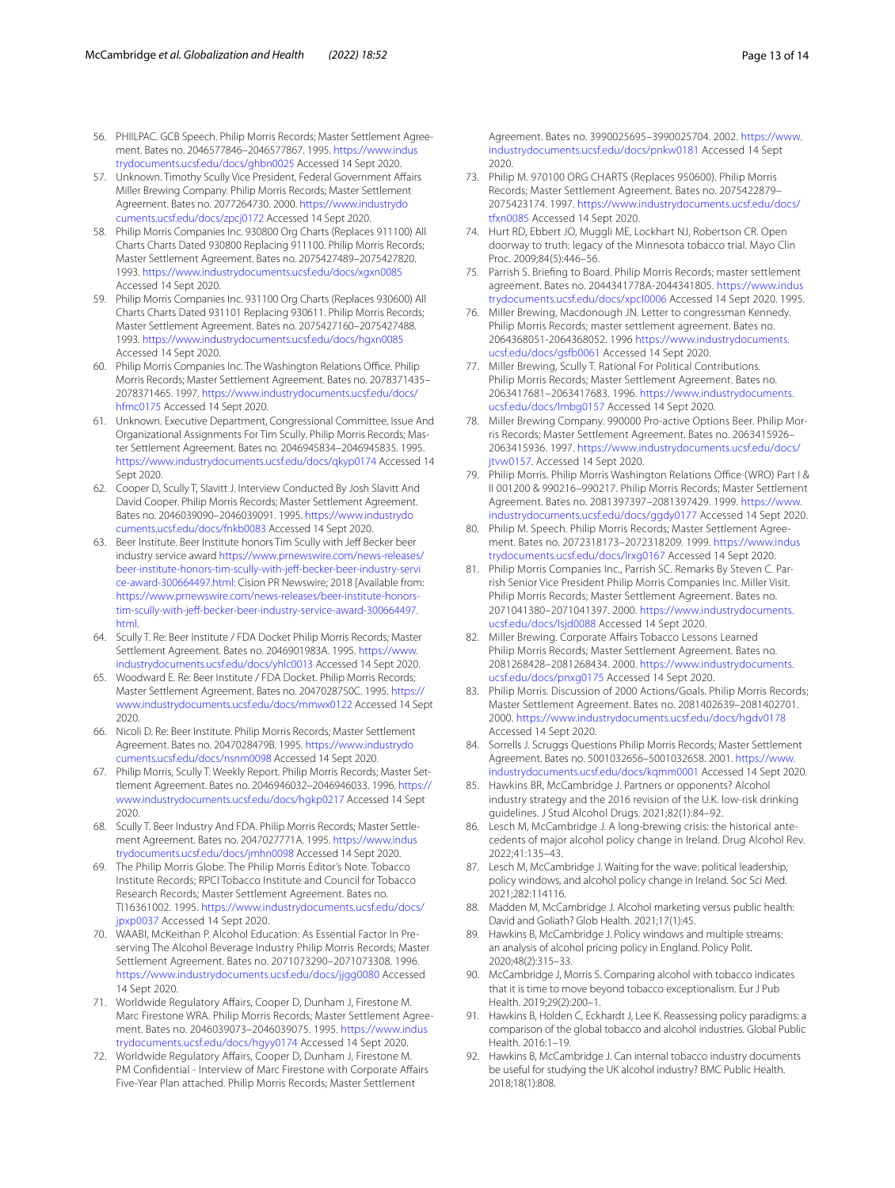56. PHIILPAC. GCB Speech. Philip Morris Records; Master Settlement Agreement. Bates no. 2046577846–2046577867. 1995. https://www.industrydocuments.ucsf.edu/docs/ghbn0025 Accessed 14 Sept 2020.
57. Unknown. Timothy Scully Vice President, Federal Government Affairs Miller Brewing Company. Philip Morris Records; Master Settlement Agreement. Bates no. 2077264730. 2000. https://www.industrydocuments.ucsf.edu/docs/zpcj0172 Accessed 14 Sept 2020.
58. Philip Morris Companies Inc. 930800 Org Charts (Replaces 911100) All Charts Charts Dated 930800 Replacing 911100. Philip Morris Records; Master Settlement Agreement. Bates no. 2075427489–2075427820. 1993. https://www.industrydocuments.ucsf.edu/docs/xgxn0085 Accessed 14 Sept 2020.
59. Philip Morris Companies Inc. 931100 Org Charts (Replaces 930600) All Charts Charts Dated 931101 Replacing 930611. Philip Morris Records; Master Settlement Agreement. Bates no. 2075427160–2075427488. 1993. https://www.industrydocuments.ucsf.edu/docs/hgxn0085 Accessed 14 Sept 2020.
60. Philip Morris Companies Inc. The Washington Relations Office. Philip Morris Records; Master Settlement Agreement. Bates no. 2078371435–2078371465. 1997. https://www.industrydocuments.ucsf.edu/docs/hfmc0175 Accessed 14 Sept 2020.
61. Unknown. Executive Department, Congressional Committee, Issue And Organizational Assignments For Tim Scully. Philip Morris Records; Master Settlement Agreement. Bates no. 2046945834–2046945835. 1995. https://www.industrydocuments.ucsf.edu/docs/qkyp0174 Accessed 14 Sept 2020.
62. Cooper D, Scully T, Slavitt J. Interview Conducted By Josh Slavitt And David Cooper. Philip Morris Records; Master Settlement Agreement. Bates no. 2046039090–2046039091. 1995. https://www.industrydocuments.ucsf.edu/docs/fnkb0083 Accessed 14 Sept 2020.
63. Beer Institute. Beer Institute honors Tim Scully with Jeff Becker beer industry service award https://www.prnewswire.com/news-releases/beer-institute-honors-tim-scully-with-jeff-becker-beer-industry-service-award-300664497.html: Cision PR Newswire; 2018 [Available from: https://www.prnewswire.com/news-releases/beer-institute-honors-tim-scully-with-jeff-becker-beer-industry-service-award-300664497.html.
64. Scully T. Re: Beer Institute / FDA Docket Philip Morris Records; Master Settlement Agreement. Bates no. 2046901983A. 1995. https://www.industrydocuments.ucsf.edu/docs/yhlc0013 Accessed 14 Sept 2020.
65. Woodward E. Re: Beer Institute / FDA Docket. Philip Morris Records; Master Settlement Agreement. Bates no. 2047028750C. 1995. https://www.industrydocuments.ucsf.edu/docs/mmwx0122 Accessed 14 Sept 2020.
66. Nicoli D. Re: Beer Institute. Philip Morris Records; Master Settlement Agreement. Bates no. 2047028479B. 1995. https://www.industrydocuments.ucsf.edu/docs/nsnm0098 Accessed 14 Sept 2020.
67. Philip Morris, Scully T. Weekly Report. Philip Morris Records; Master Settlement Agreement. Bates no. 2046946032–2046946033. 1996. https://www.industrydocuments.ucsf.edu/docs/hgkp0217 Accessed 14 Sept 2020.
68. Scully T. Beer Industry And FDA. Philip Morris Records; Master Settlement Agreement. Bates no. 2047027771A. 1995. https://www.industrydocuments.ucsf.edu/docs/jmhn0098 Accessed 14 Sept 2020.
69. The Philip Morris Globe. The Philip Morris Editor's Note. Tobacco Institute Records; RPCI Tobacco Institute and Council for Tobacco Research Records; Master Settlement Agreement. Bates no. TI16361002. 1995. https://www.industrydocuments.ucsf.edu/docs/jpxp0037 Accessed 14 Sept 2020.
70. WAABI, McKeithan P. Alcohol Education: As Essential Factor In Preserving The Alcohol Beverage Industry Philip Morris Records; Master Settlement Agreement. Bates no. 2071073290–2071073308. 1996. https://www.industrydocuments.ucsf.edu/docs/jjgg0080 Accessed 14 Sept 2020.
71. Worldwide Regulatory Affairs, Cooper D, Dunham J, Firestone M. Marc Firestone WRA. Philip Morris Records; Master Settlement Agreement. Bates no. 2046039073–2046039075. 1995. https://www.industrydocuments.ucsf.edu/docs/hgyy0174 Accessed 14 Sept 2020.
72. Worldwide Regulatory Affairs, Cooper D, Dunham J, Firestone M. PM Confidential - Interview of Marc Firestone with Corporate Affairs Five-Year Plan attached. Philip Morris Records; Master Settlement Agreement. Bates no. 3990025695–3990025704. 2002. https://www.industrydocuments.ucsf.edu/docs/pnkw0181 Accessed 14 Sept 2020.
73. Philip M. 970100 ORG CHARTS (Replaces 950600). Philip Morris Records; Master Settlement Agreement. Bates no. 2075422879–2075423174. 1997. https://www.industrydocuments.ucsf.edu/docs/tfxn0085 Accessed 14 Sept 2020.
74. Hurt RD, Ebbert JO, Muggli ME, Lockhart NJ, Robertson CR. Open doorway to truth: legacy of the Minnesota tobacco trial. Mayo Clin Proc. 2009;84(5):446–56.
75. Parrish S. Briefing to Board. Philip Morris Records; master settlement agreement. Bates no. 2044341778A-2044341805. https://www.industrydocuments.ucsf.edu/docs/xpcl0006 Accessed 14 Sept 2020. 1995.
76. Miller Brewing, Macdonough JN. Letter to congressman Kennedy. Philip Morris Records; master settlement agreement. Bates no. 2064368051-2064368052. 1996 https://www.industrydocuments.ucsf.edu/docs/gsfb0061 Accessed 14 Sept 2020.
77. Miller Brewing, Scully T. Rational For Political Contributions. Philip Morris Records; Master Settlement Agreement. Bates no. 2063417681–2063417683. 1996. https://www.industrydocuments.ucsf.edu/docs/lmbg0157 Accessed 14 Sept 2020.
78. Miller Brewing Company. 990000 Pro-active Options Beer. Philip Morris Records; Master Settlement Agreement. Bates no. 2063415926–2063415936. 1997. https://www.industrydocuments.ucsf.edu/docs/jtvw0157. Accessed 14 Sept 2020.
79. Philip Morris. Philip Morris Washington Relations Office (WRO) Part I & II 001200 & 990216–990217. Philip Morris Records; Master Settlement Agreement. Bates no. 2081397397–2081397429. 1999. https://www.industrydocuments.ucsf.edu/docs/ggdy0177 Accessed 14 Sept 2020.
80. Philip M. Speech. Philip Morris Records; Master Settlement Agreement. Bates no. 2072318173–2072318209. 1999. https://www.industrydocuments.ucsf.edu/docs/lrxg0167 Accessed 14 Sept 2020.
81. Philip Morris Companies Inc., Parrish SC. Remarks By Steven C. Parrish Senior Vice President Philip Morris Companies Inc. Miller Visit. Philip Morris Records; Master Settlement Agreement. Bates no. 2071041380–2071041397. 2000. https://www.industrydocuments.ucsf.edu/docs/lsjd0088 Accessed 14 Sept 2020.
82. Miller Brewing. Corporate Affairs Tobacco Lessons Learned Philip Morris Records; Master Settlement Agreement. Bates no. 2081268428–2081268434. 2000. https://www.industrydocuments.ucsf.edu/docs/pnxg0175 Accessed 14 Sept 2020.
83. Philip Morris. Discussion of 2000 Actions/Goals. Philip Morris Records; Master Settlement Agreement. Bates no. 2081402639–2081402701. 2000. https://www.industrydocuments.ucsf.edu/docs/hgdv0178 Accessed 14 Sept 2020.
84. Sorrells J. Scruggs Questions Philip Morris Records; Master Settlement Agreement. Bates no. 5001032656–5001032658. 2001. https://www.industrydocuments.ucsf.edu/docs/kqmm0001 Accessed 14 Sept 2020.
85. Hawkins BR, McCambridge J. Partners or opponents? Alcohol industry strategy and the 2016 revision of the U.K. low-risk drinking guidelines. J Stud Alcohol Drugs. 2021;82(1):84–92.
86. Lesch M, McCambridge J. A long-brewing crisis: the historical antecedents of major alcohol policy change in Ireland. Drug Alcohol Rev. 2022;41:135–43.
87. Lesch M, McCambridge J. Waiting for the wave: political leadership, policy windows, and alcohol policy change in Ireland. Soc Sci Med. 2021;282:114116.
88. Madden M, McCambridge J. Alcohol marketing versus public health: David and Goliath? Glob Health. 2021;17(1):45.
89. Hawkins B, McCambridge J. Policy windows and multiple streams: an analysis of alcohol pricing policy in England. Policy Polit. 2020;48(2):315–33.
90. McCambridge J, Morris S. Comparing alcohol with tobacco indicates that it is time to move beyond tobacco exceptionalism. Eur J Pub Health. 2019;29(2):200–1.
91. Hawkins B, Holden C, Eckhardt J, Lee K. Reassessing policy paradigms: a comparison of the global tobacco and alcohol industries. Global Public Health. 2016:1–19.
92. Hawkins B, McCambridge J. Can internal tobacco industry documents be useful for studying the UK alcohol industry? BMC Public Health. 2018;18(1):808.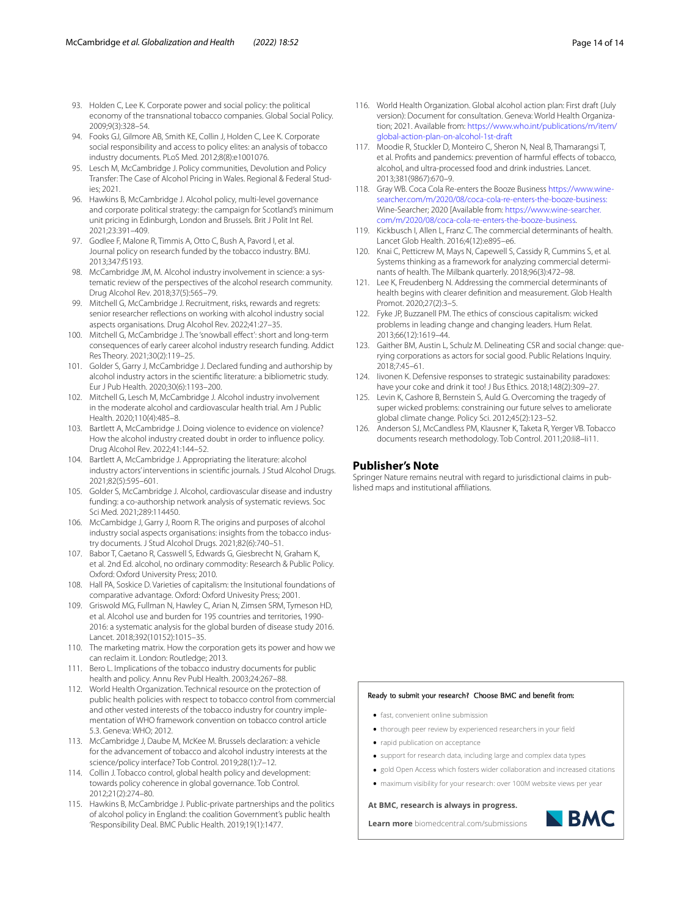93. Holden C, Lee K. Corporate power and social policy: the political economy of the transnational tobacco companies. Global Social Policy. 2009;9(3):328–54.
94. Fooks GJ, Gilmore AB, Smith KE, Collin J, Holden C, Lee K. Corporate social responsibility and access to policy elites: an analysis of tobacco industry documents. PLoS Med. 2012;8(8):e1001076.
95. Lesch M, McCambridge J. Policy communities, Devolution and Policy Transfer: The Case of Alcohol Pricing in Wales. Regional & Federal Studies; 2021.
96. Hawkins B, McCambridge J. Alcohol policy, multi-level governance and corporate political strategy: the campaign for Scotland's minimum unit pricing in Edinburgh, London and Brussels. Brit J Polit Int Rel. 2021;23:391–409.
97. Godlee F, Malone R, Timmis A, Otto C, Bush A, Pavord I, et al. Journal policy on research funded by the tobacco industry. BMJ. 2013;347:f5193.
98. McCambridge JM, M. Alcohol industry involvement in science: a systematic review of the perspectives of the alcohol research community. Drug Alcohol Rev. 2018;37(5):565–79.
99. Mitchell G, McCambridge J. Recruitment, risks, rewards and regrets: senior researcher reflections on working with alcohol industry social aspects organisations. Drug Alcohol Rev. 2022;41:27–35.
100. Mitchell G, McCambridge J. The 'snowball effect': short and long-term consequences of early career alcohol industry research funding. Addict Res Theory. 2021;30(2):119–25.
101. Golder S, Garry J, McCambridge J. Declared funding and authorship by alcohol industry actors in the scientific literature: a bibliometric study. Eur J Pub Health. 2020;30(6):1193–200.
102. Mitchell G, Lesch M, McCambridge J. Alcohol industry involvement in the moderate alcohol and cardiovascular health trial. Am J Public Health. 2020;110(4):485–8.
103. Bartlett A, McCambridge J. Doing violence to evidence on violence? How the alcohol industry created doubt in order to influence policy. Drug Alcohol Rev. 2022;41:144–52.
104. Bartlett A, McCambridge J. Appropriating the literature: alcohol industry actors' interventions in scientific journals. J Stud Alcohol Drugs. 2021;82(5):595–601.
105. Golder S, McCambridge J. Alcohol, cardiovascular disease and industry funding: a co-authorship network analysis of systematic reviews. Soc Sci Med. 2021;289:114450.
106. McCambidge J, Garry J, Room R. The origins and purposes of alcohol industry social aspects organisations: insights from the tobacco industry documents. J Stud Alcohol Drugs. 2021;82(6):740–51.
107. Babor T, Caetano R, Casswell S, Edwards G, Giesbrecht N, Graham K, et al. 2nd Ed. alcohol, no ordinary commodity: Research & Public Policy. Oxford: Oxford University Press; 2010.
108. Hall PA, Soskice D. Varieties of capitalism: the Insitutional foundations of comparative advantage. Oxford: Oxford Univesity Press; 2001.
109. Griswold MG, Fullman N, Hawley C, Arian N, Zimsen SRM, Tymeson HD, et al. Alcohol use and burden for 195 countries and territories, 1990-2016: a systematic analysis for the global burden of disease study 2016. Lancet. 2018;392(10152):1015–35.
110. The marketing matrix. How the corporation gets its power and how we can reclaim it. London: Routledge; 2013.
111. Bero L. Implications of the tobacco industry documents for public health and policy. Annu Rev Publ Health. 2003;24:267–88.
112. World Health Organization. Technical resource on the protection of public health policies with respect to tobacco control from commercial and other vested interests of the tobacco industry for country implementation of WHO framework convention on tobacco control article 5.3. Geneva: WHO; 2012.
113. McCambridge J, Daube M, McKee M. Brussels declaration: a vehicle for the advancement of tobacco and alcohol industry interests at the science/policy interface? Tob Control. 2019;28(1):7–12.
114. Collin J. Tobacco control, global health policy and development: towards policy coherence in global governance. Tob Control. 2012;21(2):274–80.
115. Hawkins B, McCambridge J. Public-private partnerships and the politics of alcohol policy in England: the coalition Government's public health 'Responsibility Deal. BMC Public Health. 2019;19(1):1477.
116. World Health Organization. Global alcohol action plan: First draft (July version): Document for consultation. Geneva: World Health Organization; 2021. Available from: https://www.who.int/publications/m/item/global-action-plan-on-alcohol-1st-draft
117. Moodie R, Stuckler D, Monteiro C, Sheron N, Neal B, Thamarangsi T, et al. Profits and pandemics: prevention of harmful effects of tobacco, alcohol, and ultra-processed food and drink industries. Lancet. 2013;381(9867):670–9.
118. Gray WB. Coca Cola Re-enters the Booze Business https://www.wine-searcher.com/m/2020/08/coca-cola-re-enters-the-booze-business: Wine-Searcher; 2020 [Available from: https://www.wine-searcher.com/m/2020/08/coca-cola-re-enters-the-booze-business.
119. Kickbusch I, Allen L, Franz C. The commercial determinants of health. Lancet Glob Health. 2016;4(12):e895–e6.
120. Knai C, Petticrew M, Mays N, Capewell S, Cassidy R, Cummins S, et al. Systems thinking as a framework for analyzing commercial determinants of health. The Milbank quarterly. 2018;96(3):472–98.
121. Lee K, Freudenberg N. Addressing the commercial determinants of health begins with clearer definition and measurement. Glob Health Promot. 2020;27(2):3–5.
122. Fyke JP, Buzzanell PM. The ethics of conscious capitalism: wicked problems in leading change and changing leaders. Hum Relat. 2013;66(12):1619–44.
123. Gaither BM, Austin L, Schulz M. Delineating CSR and social change: querying corporations as actors for social good. Public Relations Inquiry. 2018;7:45–61.
124. Iivonen K. Defensive responses to strategic sustainability paradoxes: have your coke and drink it too! J Bus Ethics. 2018;148(2):309–27.
125. Levin K, Cashore B, Bernstein S, Auld G. Overcoming the tragedy of super wicked problems: constraining our future selves to ameliorate global climate change. Policy Sci. 2012;45(2):123–52.
126. Anderson SJ, McCandless PM, Klausner K, Taketa R, Yerger VB. Tobacco documents research methodology. Tob Control. 2011;20:ii8–ii11.

## Publisher's Note

Springer Nature remains neutral with regard to jurisdictional claims in published maps and institutional affiliations.

Ready to submit your research? Choose BMC and benefit from:

- fast, convenient online submission
- thorough peer review by experienced researchers in your field
- rapid publication on acceptance
- support for research data, including large and complex data types
- gold Open Access which fosters wider collaboration and increased citations
- maximum visibility for your research: over 100M website views per year

**At BMC, research is always in progress.**

**Learn more** biomedcentral.com/submissions

BMC